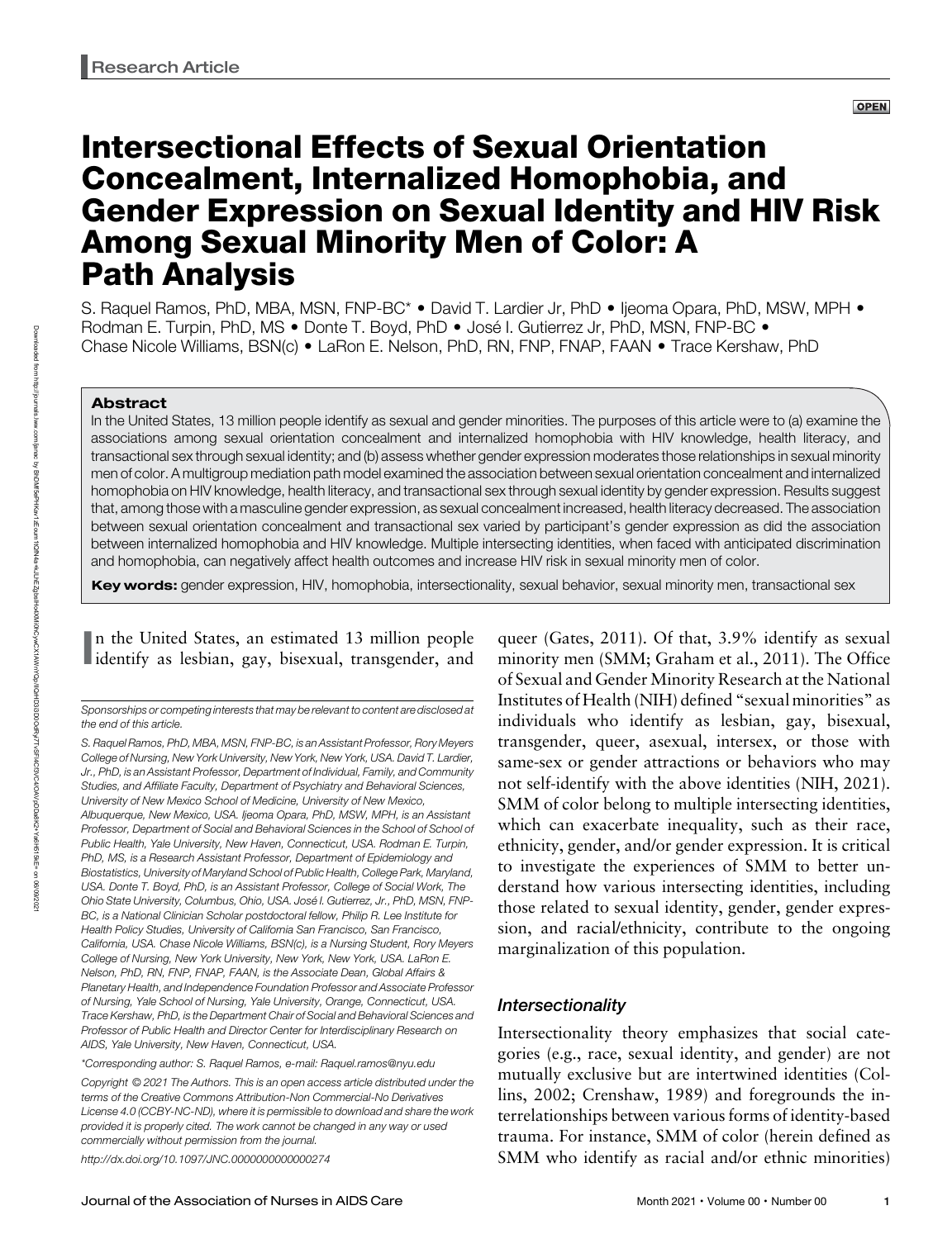Research Article

OPEN

# Intersectional Effects of Sexual Orientation Concealment, Internalized Homophobia, and Gender Expression on Sexual Identity and HIV Risk Among Sexual Minority Men of Color: A Path Analysis

S. Raquel Ramos, PhD, MBA, MSN, FNP-BC* • David T. Lardier Jr, PhD • Ijeoma Opara, PhD, MSW, MPH • Rodman E. Turpin, PhD, MS • Donte T. Boyd, PhD • José I. Gutierrez Jr, PhD, MSN, FNP-BC • Chase Nicole Williams, BSN(c) • LaRon E. Nelson, PhD, RN, FNP, FNAP, FAAN • Trace Kershaw, PhD

### Abstract

In the United States, 13 million people identify as sexual and gender minorities. The purposes of this article were to (a) examine the associations among sexual orientation concealment and internalized homophobia with HIV knowledge, health literacy, and transactional sex through sexual identity; and (b) assess whether gender expression moderates those relationships in sexual minority men of color. A multigroup mediation path model examined the association between sexual orientation concealment and internalized homophobia on HIV knowledge, health literacy, and transactional sex through sexual identity by gender expression. Results suggest that, among those with a masculine gender expression, as sexual concealment increased, health literacy decreased. The association between sexual orientation concealment and transactional sex varied by participant's gender expression as did the association between internalized homophobia and HIV knowledge. Multiple intersecting identities, when faced with anticipated discrimination and homophobia, can negatively affect health outcomes and increase HIV risk in sexual minority men of color.

**Key words:** gender expression, HIV, homophobia, intersectionality, sexual behavior, sexual minority men, transactional sex

In the United States, an estimated 13 million people identify as lesbian, gay, bisexual, transgender, and queer (Gates, 2011). Of that, 3.9% identify as sexual minority men (SMM; Graham et al., 2011). The Office of Sexual and Gender Minority Research at the National Institutes of Health (NIH) defined "sexual minorities" as individuals who identify as lesbian, gay, bisexual, transgender, queer, asexual, intersex, or those with same-sex or gender attractions or behaviors who may not self-identify with the above identities (NIH, 2021). SMM of color belong to multiple intersecting identities, which can exacerbate inequality, such as their race, ethnicity, gender, and/or gender expression. It is critical to investigate the experiences of SMM to better understand how various intersecting identities, including those related to sexual identity, gender, gender expression, and racial/ethnicity, contribute to the ongoing marginalization of this population.

### Intersectionality

Intersectionality theory emphasizes that social categories (e.g., race, sexual identity, and gender) are not mutually exclusive but are intertwined identities (Collins, 2002; Crenshaw, 1989) and foregrounds the interrelationships between various forms of identity-based trauma. For instance, SMM of color (herein defined as SMM who identify as racial and/or ethnic minorities)

*Sponsorships or competing interests that may be relevant to content are disclosed at the end of this article.*

*S. Raquel Ramos, PhD, MBA, MSN, FNP-BC, is an Assistant Professor, Rory Meyers College of Nursing, New York University, New York, New York, USA. David T. Lardier, Jr., PhD, is an Assistant Professor, Department of Individual, Family, and Community Studies, and Affiliate Faculty, Department of Psychiatry and Behavioral Sciences, University of New Mexico School of Medicine, University of New Mexico, Albuquerque, New Mexico, USA. Ijeoma Opara, PhD, MSW, MPH, is an Assistant Professor, Department of Social and Behavioral Sciences in the School of School of Public Health, Yale University, New Haven, Connecticut, USA. Rodman E. Turpin, PhD, MS, is a Research Assistant Professor, Department of Epidemiology and Biostatistics, University of Maryland School of Public Health, College Park, Maryland, USA. Donte T. Boyd, PhD, is an Assistant Professor, College of Social Work, The Ohio State University, Columbus, Ohio, USA. José I. Gutierrez, Jr., PhD, MSN, FNP-BC, is a National Clinician Scholar postdoctoral fellow, Philip R. Lee Institute for Health Policy Studies, University of California San Francisco, San Francisco, California, USA. Chase Nicole Williams, BSN(c), is a Nursing Student, Rory Meyers College of Nursing, New York University, New York, New York, USA. LaRon E. Nelson, PhD, RN, FNP, FNAP, FAAN, is the Associate Dean, Global Affairs & Planetary Health, and Independence Foundation Professor and Associate Professor of Nursing, Yale School of Nursing, Yale University, Orange, Connecticut, USA. Trace Kershaw, PhD, is the Department Chair of Social and Behavioral Sciences and Professor of Public Health and Director Center for Interdisciplinary Research on AIDS, Yale University, New Haven, Connecticut, USA.*

*\*Corresponding author: S. Raquel Ramos, e-mail: Raquel.ramos@nyu.edu*

*Copyright © 2021 The Authors. This is an open access article distributed under the terms of the Creative Commons Attribution-Non Commercial-No Derivatives License 4.0 (CCBY-NC-ND), where it is permissible to download and share the work provided it is properly cited. The work cannot be changed in any way or used commercially without permission from the journal.*

*http://dx.doi.org/10.1097/JNC.0000000000000274*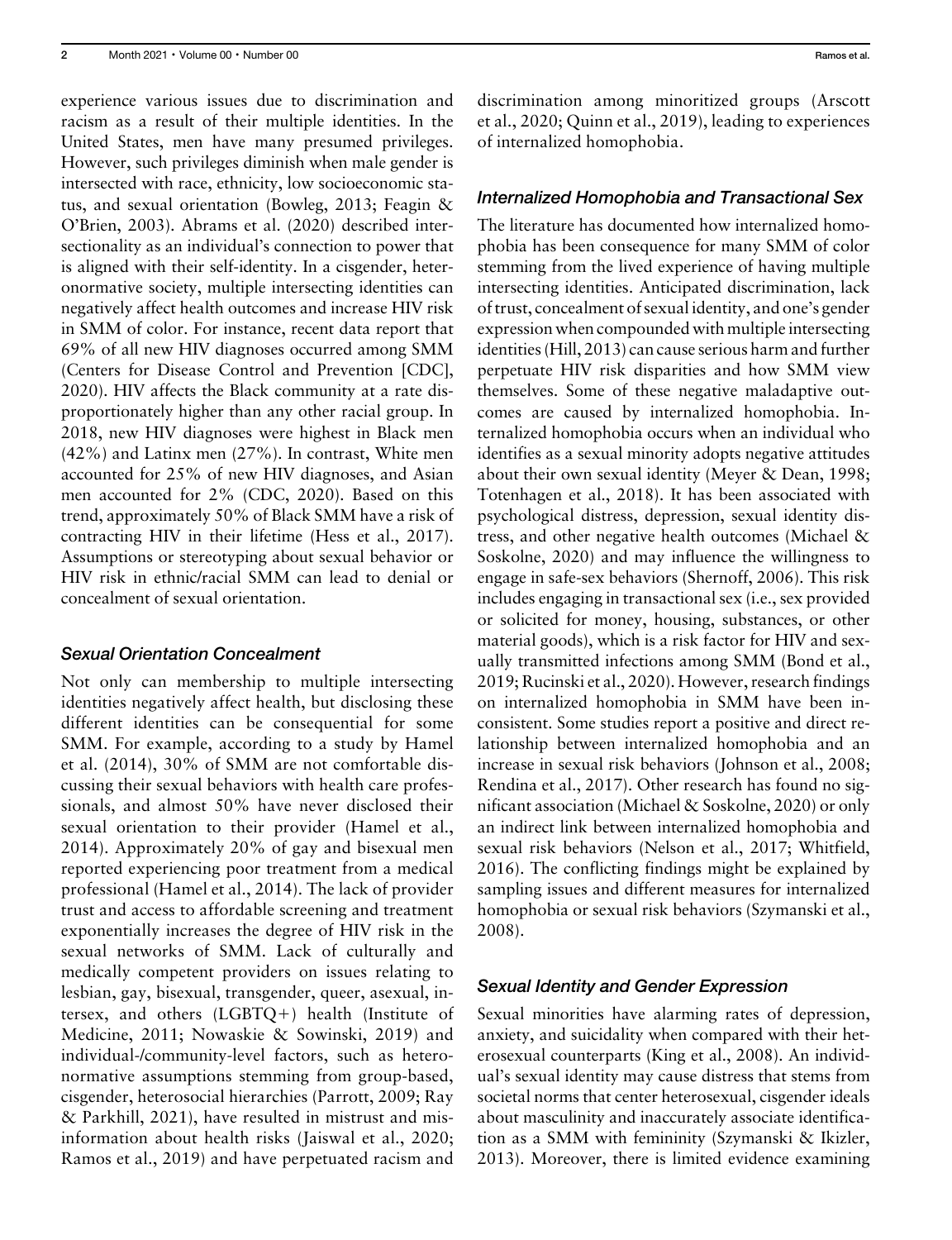experience various issues due to discrimination and racism as a result of their multiple identities. In the United States, men have many presumed privileges. However, such privileges diminish when male gender is intersected with race, ethnicity, low socioeconomic status, and sexual orientation (Bowleg, 2013; Feagin & O'Brien, 2003). Abrams et al. (2020) described intersectionality as an individual's connection to power that is aligned with their self-identity. In a cisgender, heteronormative society, multiple intersecting identities can negatively affect health outcomes and increase HIV risk in SMM of color. For instance, recent data report that 69% of all new HIV diagnoses occurred among SMM (Centers for Disease Control and Prevention [CDC], 2020). HIV affects the Black community at a rate disproportionately higher than any other racial group. In 2018, new HIV diagnoses were highest in Black men (42%) and Latinx men (27%). In contrast, White men accounted for 25% of new HIV diagnoses, and Asian men accounted for 2% (CDC, 2020). Based on this trend, approximately 50% of Black SMM have a risk of contracting HIV in their lifetime (Hess et al., 2017). Assumptions or stereotyping about sexual behavior or HIV risk in ethnic/racial SMM can lead to denial or concealment of sexual orientation.

### Sexual Orientation Concealment

Not only can membership to multiple intersecting identities negatively affect health, but disclosing these different identities can be consequential for some SMM. For example, according to a study by Hamel et al. (2014), 30% of SMM are not comfortable discussing their sexual behaviors with health care professionals, and almost 50% have never disclosed their sexual orientation to their provider (Hamel et al., 2014). Approximately 20% of gay and bisexual men reported experiencing poor treatment from a medical professional (Hamel et al., 2014). The lack of provider trust and access to affordable screening and treatment exponentially increases the degree of HIV risk in the sexual networks of SMM. Lack of culturally and medically competent providers on issues relating to lesbian, gay, bisexual, transgender, queer, asexual, intersex, and others (LGBTQ+) health (Institute of Medicine, 2011; Nowaskie & Sowinski, 2019) and individual-/community-level factors, such as heteronormative assumptions stemming from group-based, cisgender, heterosocial hierarchies (Parrott, 2009; Ray & Parkhill, 2021), have resulted in mistrust and misinformation about health risks (Jaiswal et al., 2020; Ramos et al., 2019) and have perpetuated racism and discrimination among minoritized groups (Arscott et al., 2020; Quinn et al., 2019), leading to experiences of internalized homophobia.

### Internalized Homophobia and Transactional Sex

The literature has documented how internalized homophobia has been consequence for many SMM of color stemming from the lived experience of having multiple intersecting identities. Anticipated discrimination, lack of trust, concealment of sexual identity, and one's gender expression when compounded with multiple intersecting identities (Hill, 2013) can cause serious harm and further perpetuate HIV risk disparities and how SMM view themselves. Some of these negative maladaptive outcomes are caused by internalized homophobia. Internalized homophobia occurs when an individual who identifies as a sexual minority adopts negative attitudes about their own sexual identity (Meyer & Dean, 1998; Totenhagen et al., 2018). It has been associated with psychological distress, depression, sexual identity distress, and other negative health outcomes (Michael & Soskolne, 2020) and may influence the willingness to engage in safe-sex behaviors (Shernoff, 2006). This risk includes engaging in transactional sex (i.e., sex provided or solicited for money, housing, substances, or other material goods), which is a risk factor for HIV and sexually transmitted infections among SMM (Bond et al., 2019; Rucinski et al., 2020). However, research findings on internalized homophobia in SMM have been inconsistent. Some studies report a positive and direct relationship between internalized homophobia and an increase in sexual risk behaviors (Johnson et al., 2008; Rendina et al., 2017). Other research has found no significant association (Michael & Soskolne, 2020) or only an indirect link between internalized homophobia and sexual risk behaviors (Nelson et al., 2017; Whitfield, 2016). The conflicting findings might be explained by sampling issues and different measures for internalized homophobia or sexual risk behaviors (Szymanski et al., 2008).

### Sexual Identity and Gender Expression

Sexual minorities have alarming rates of depression, anxiety, and suicidality when compared with their heterosexual counterparts (King et al., 2008). An individual's sexual identity may cause distress that stems from societal norms that center heterosexual, cisgender ideals about masculinity and inaccurately associate identification as a SMM with femininity (Szymanski & Ikizler, 2013). Moreover, there is limited evidence examining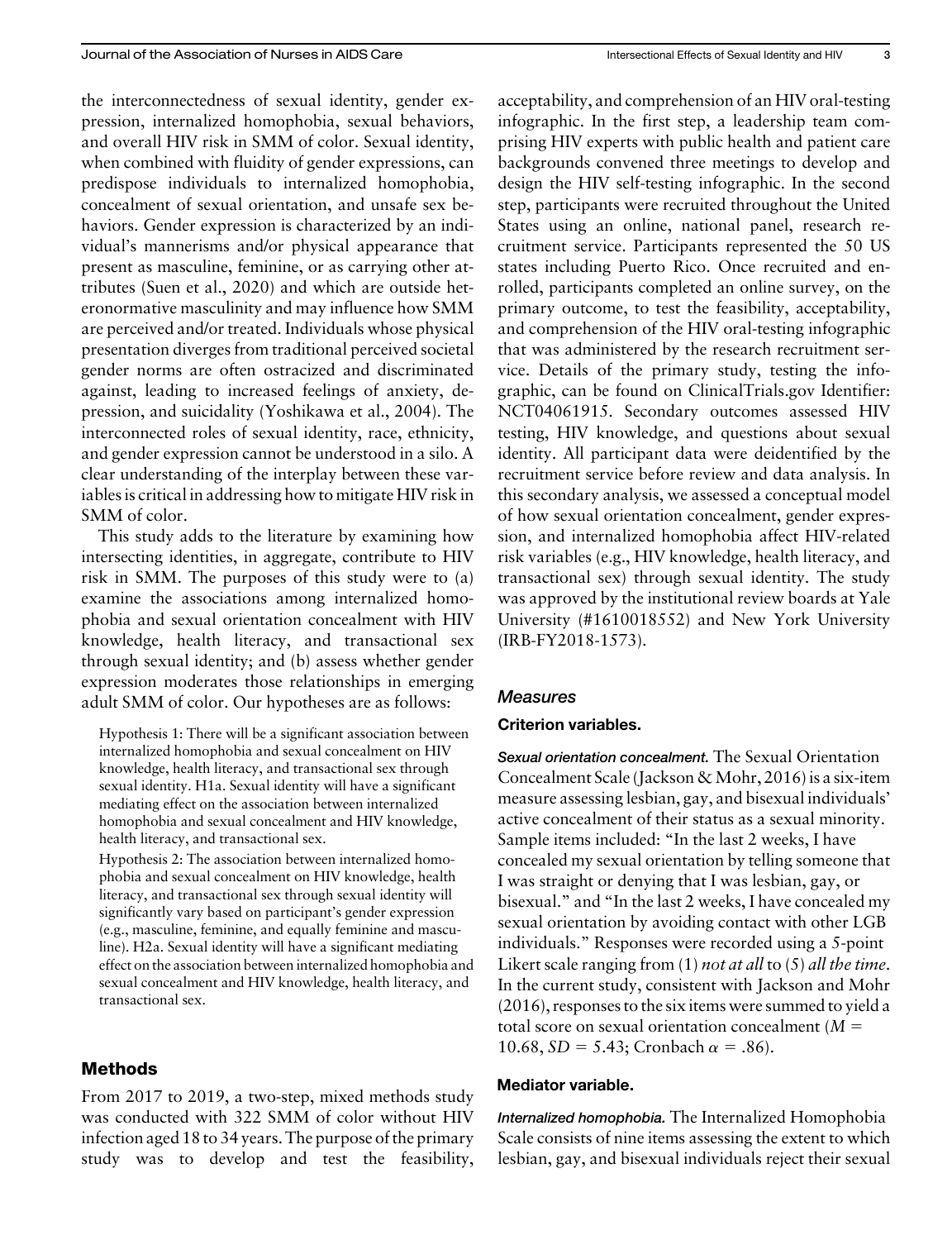the interconnectedness of sexual identity, gender expression, internalized homophobia, sexual behaviors, and overall HIV risk in SMM of color. Sexual identity, when combined with fluidity of gender expressions, can predispose individuals to internalized homophobia, concealment of sexual orientation, and unsafe sex behaviors. Gender expression is characterized by an individual's mannerisms and/or physical appearance that present as masculine, feminine, or as carrying other attributes (Suen et al., 2020) and which are outside heteronormative masculinity and may influence how SMM are perceived and/or treated. Individuals whose physical presentation diverges from traditional perceived societal gender norms are often ostracized and discriminated against, leading to increased feelings of anxiety, depression, and suicidality (Yoshikawa et al., 2004). The interconnected roles of sexual identity, race, ethnicity, and gender expression cannot be understood in a silo. A clear understanding of the interplay between these variables is critical in addressing how to mitigate HIV risk in SMM of color.

This study adds to the literature by examining how intersecting identities, in aggregate, contribute to HIV risk in SMM. The purposes of this study were to (a) examine the associations among internalized homophobia and sexual orientation concealment with HIV knowledge, health literacy, and transactional sex through sexual identity; and (b) assess whether gender expression moderates those relationships in emerging adult SMM of color. Our hypotheses are as follows:

> Hypothesis 1: There will be a significant association between internalized homophobia and sexual concealment on HIV knowledge, health literacy, and transactional sex through sexual identity. H1a. Sexual identity will have a significant mediating effect on the association between internalized homophobia and sexual concealment and HIV knowledge, health literacy, and transactional sex.
>
> Hypothesis 2: The association between internalized homophobia and sexual concealment on HIV knowledge, health literacy, and transactional sex through sexual identity will significantly vary based on participant's gender expression (e.g., masculine, feminine, and equally feminine and masculine). H2a. Sexual identity will have a significant mediating effect on the association between internalized homophobia and sexual concealment and HIV knowledge, health literacy, and transactional sex.

## Methods

From 2017 to 2019, a two-step, mixed methods study was conducted with 322 SMM of color without HIV infection aged 18 to 34 years. The purpose of the primary study was to develop and test the feasibility, acceptability, and comprehension of an HIV oral-testing infographic. In the first step, a leadership team comprising HIV experts with public health and patient care backgrounds convened three meetings to develop and design the HIV self-testing infographic. In the second step, participants were recruited throughout the United States using an online, national panel, research recruitment service. Participants represented the 50 US states including Puerto Rico. Once recruited and enrolled, participants completed an online survey, on the primary outcome, to test the feasibility, acceptability, and comprehension of the HIV oral-testing infographic that was administered by the research recruitment service. Details of the primary study, testing the infographic, can be found on ClinicalTrials.gov Identifier: NCT04061915. Secondary outcomes assessed HIV testing, HIV knowledge, and questions about sexual identity. All participant data were deidentified by the recruitment service before review and data analysis. In this secondary analysis, we assessed a conceptual model of how sexual orientation concealment, gender expression, and internalized homophobia affect HIV-related risk variables (e.g., HIV knowledge, health literacy, and transactional sex) through sexual identity. The study was approved by the institutional review boards at Yale University (#1610018552) and New York University (IRB-FY2018-1573).

### Measures

#### Criterion variables.

***Sexual orientation concealment.*** The Sexual Orientation Concealment Scale (Jackson & Mohr, 2016) is a six-item measure assessing lesbian, gay, and bisexual individuals' active concealment of their status as a sexual minority. Sample items included: "In the last 2 weeks, I have concealed my sexual orientation by telling someone that I was straight or denying that I was lesbian, gay, or bisexual." and "In the last 2 weeks, I have concealed my sexual orientation by avoiding contact with other LGB individuals." Responses were recorded using a 5-point Likert scale ranging from (1) *not at all* to (5) *all the time*. In the current study, consistent with Jackson and Mohr (2016), responses to the six items were summed to yield a total score on sexual orientation concealment ($M = 10.68$, $SD = 5.43$; Cronbach $\alpha = .86$).

#### Mediator variable.

***Internalized homophobia.*** The Internalized Homophobia Scale consists of nine items assessing the extent to which lesbian, gay, and bisexual individuals reject their sexual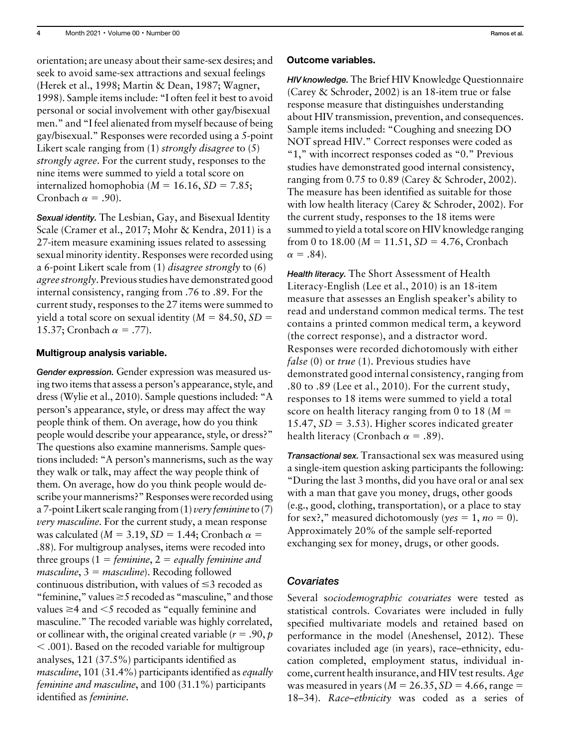orientation; are uneasy about their same-sex desires; and seek to avoid same-sex attractions and sexual feelings (Herek et al., 1998; Martin & Dean, 1987; Wagner, 1998). Sample items include: "I often feel it best to avoid personal or social involvement with other gay/bisexual men." and "I feel alienated from myself because of being gay/bisexual." Responses were recorded using a 5-point Likert scale ranging from (1) *strongly disagree* to (5) *strongly agree*. For the current study, responses to the nine items were summed to yield a total score on internalized homophobia ($M = 16.16$, $SD = 7.85$; Cronbach $\alpha = .90$).

***Sexual identity.*** The Lesbian, Gay, and Bisexual Identity Scale (Cramer et al., 2017; Mohr & Kendra, 2011) is a 27-item measure examining issues related to assessing sexual minority identity. Responses were recorded using a 6-point Likert scale from (1) *disagree strongly* to (6) *agree strongly*. Previous studies have demonstrated good internal consistency, ranging from .76 to .89. For the current study, responses to the 27 items were summed to yield a total score on sexual identity ($M = 84.50$, $SD = 15.37$; Cronbach $\alpha = .77$).

#### Multigroup analysis variable.

***Gender expression.*** Gender expression was measured using two items that assess a person's appearance, style, and dress (Wylie et al., 2010). Sample questions included: "A person's appearance, style, or dress may affect the way people think of them. On average, how do you think people would describe your appearance, style, or dress?" The questions also examine mannerisms. Sample questions included: "A person's mannerisms, such as the way they walk or talk, may affect the way people think of them. On average, how do you think people would describe your mannerisms?" Responses were recorded using a 7-point Likert scale ranging from (1) *very feminine* to (7) *very masculine*. For the current study, a mean response was calculated ($M = 3.19$, $SD = 1.44$; Cronbach $\alpha = .88$). For multigroup analyses, items were recoded into three groups (1 = *feminine*, 2 = *equally feminine and masculine*, 3 = *masculine*). Recoding followed continuous distribution, with values of $\leq 3$ recoded as "feminine," values $\geq 5$ recoded as "masculine," and those values $\geq 4$ and $< 5$ recoded as "equally feminine and masculine." The recoded variable was highly correlated, or collinear with, the original created variable ($r = .90$, $p < .001$). Based on the recoded variable for multigroup analyses, 121 (37.5%) participants identified as *masculine*, 101 (31.4%) participants identified as *equally feminine and masculine*, and 100 (31.1%) participants identified as *feminine*.

#### Outcome variables.

***HIV knowledge.*** The Brief HIV Knowledge Questionnaire (Carey & Schroder, 2002) is an 18-item true or false response measure that distinguishes understanding about HIV transmission, prevention, and consequences. Sample items included: "Coughing and sneezing DO NOT spread HIV." Correct responses were coded as "1," with incorrect responses coded as "0." Previous studies have demonstrated good internal consistency, ranging from 0.75 to 0.89 (Carey & Schroder, 2002). The measure has been identified as suitable for those with low health literacy (Carey & Schroder, 2002). For the current study, responses to the 18 items were summed to yield a total score on HIV knowledge ranging from 0 to 18.00 ($M = 11.51$, $SD = 4.76$, Cronbach $\alpha = .84$).

***Health literacy.*** The Short Assessment of Health Literacy-English (Lee et al., 2010) is an 18-item measure that assesses an English speaker's ability to read and understand common medical terms. The test contains a printed common medical term, a keyword (the correct response), and a distractor word. Responses were recorded dichotomously with either *false* (0) or *true* (1). Previous studies have demonstrated good internal consistency, ranging from .80 to .89 (Lee et al., 2010). For the current study, responses to 18 items were summed to yield a total score on health literacy ranging from 0 to 18 ($M = 15.47$, $SD = 3.53$). Higher scores indicated greater health literacy (Cronbach $\alpha = .89$).

***Transactional sex.*** Transactional sex was measured using a single-item question asking participants the following: "During the last 3 months, did you have oral or anal sex with a man that gave you money, drugs, other goods (e.g., good, clothing, transportation), or a place to stay for sex?," measured dichotomously (*yes* = 1, *no* = 0). Approximately 20% of the sample self-reported exchanging sex for money, drugs, or other goods.

### Covariates

Several s*ociodemographic covariates* were tested as statistical controls. Covariates were included in fully specified multivariate models and retained based on performance in the model (Aneshensel, 2012). These covariates included age (in years), race–ethnicity, education completed, employment status, individual income, current health insurance, and HIV test results. *Age* was measured in years ($M = 26.35$, $SD = 4.66$, range = 18–34). *Race–ethnicity* was coded as a series of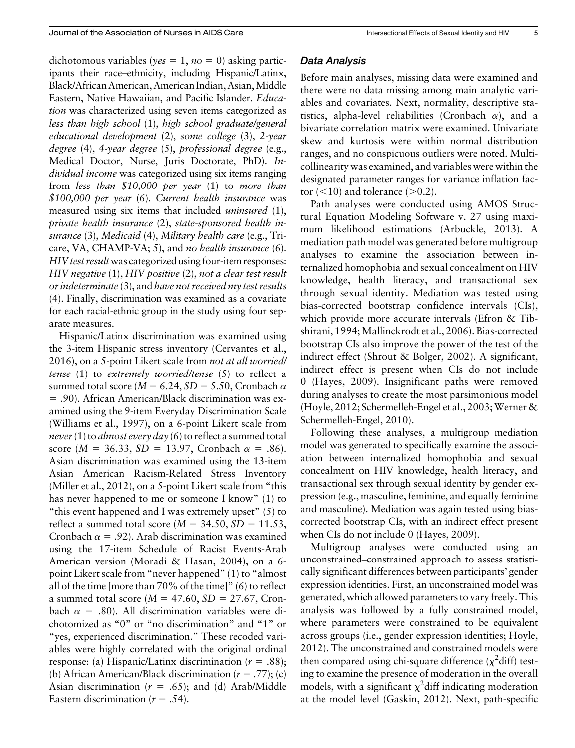dichotomous variables (*yes* = 1, *no* = 0) asking participants their race–ethnicity, including Hispanic/Latinx, Black/African American, American Indian, Asian, Middle Eastern, Native Hawaiian, and Pacific Islander. *Education* was characterized using seven items categorized as *less than high school* (1), *high school graduate/general educational development* (2), *some college* (3), *2-year degree* (4), *4-year degree* (5), *professional degree* (e.g., Medical Doctor, Nurse, Juris Doctorate, PhD). *Individual income* was categorized using six items ranging from *less than $10,000 per year* (1) to *more than $100,000 per year* (6). *Current health insurance* was measured using six items that included *uninsured* (1), *private health insurance* (2), *state-sponsored health insurance* (3), *Medicaid* (4), *Military health care* (e.g., Tricare, VA, CHAMP-VA; 5), and *no health insurance* (6). *HIV test result* was categorized using four-item responses: *HIV negative* (1), *HIV positive* (2), *not a clear test result or indeterminate* (3), and *have not received my test results* (4). Finally, discrimination was examined as a covariate for each racial-ethnic group in the study using four separate measures.

Hispanic/Latinx discrimination was examined using the 3-item Hispanic stress inventory (Cervantes et al., 2016), on a 5-point Likert scale from *not at all worried/tense* (1) to *extremely worried/tense* (5) to reflect a summed total score ($M$ = 6.24, $SD$ = 5.50, Cronbach $\alpha$ = .90). African American/Black discrimination was examined using the 9-item Everyday Discrimination Scale (Williams et al., 1997), on a 6-point Likert scale from *never* (1) to *almost every day* (6) to reflect a summed total score ($M$ = 36.33, $SD$ = 13.97, Cronbach $\alpha$ = .86). Asian discrimination was examined using the 13-item Asian American Racism-Related Stress Inventory (Miller et al., 2012), on a 5-point Likert scale from "this has never happened to me or someone I know" (1) to "this event happened and I was extremely upset" (5) to reflect a summed total score ($M$ = 34.50, $SD$ = 11.53, Cronbach $\alpha$ = .92). Arab discrimination was examined using the 17-item Schedule of Racist Events-Arab American version (Moradi & Hasan, 2004), on a 6-point Likert scale from "never happened" (1) to "almost all of the time [more than 70% of the time]" (6) to reflect a summed total score ($M$ = 47.60, $SD$ = 27.67, Cronbach $\alpha$ = .80). All discrimination variables were dichotomized as "0" or "no discrimination" and "1" or "yes, experienced discrimination." These recoded variables were highly correlated with the original ordinal response: (a) Hispanic/Latinx discrimination ($r$ = .88); (b) African American/Black discrimination ($r$ = .77); (c) Asian discrimination ($r$ = .65); and (d) Arab/Middle Eastern discrimination ($r$ = .54).

### Data Analysis

Before main analyses, missing data were examined and there were no data missing among main analytic variables and covariates. Next, normality, descriptive statistics, alpha-level reliabilities (Cronbach $\alpha$), and a bivariate correlation matrix were examined. Univariate skew and kurtosis were within normal distribution ranges, and no conspicuous outliers were noted. Multicollinearity was examined, and variables were within the designated parameter ranges for variance inflation factor (<10) and tolerance (>0.2).

Path analyses were conducted using AMOS Structural Equation Modeling Software v. 27 using maximum likelihood estimations (Arbuckle, 2013). A mediation path model was generated before multigroup analyses to examine the association between internalized homophobia and sexual concealment on HIV knowledge, health literacy, and transactional sex through sexual identity. Mediation was tested using bias-corrected bootstrap confidence intervals (CIs), which provide more accurate intervals (Efron & Tibshirani, 1994; Mallinckrodt et al., 2006). Bias-corrected bootstrap CIs also improve the power of the test of the indirect effect (Shrout & Bolger, 2002). A significant, indirect effect is present when CIs do not include 0 (Hayes, 2009). Insignificant paths were removed during analyses to create the most parsimonious model (Hoyle, 2012; Schermelleh-Engel et al., 2003; Werner & Schermelleh-Engel, 2010).

Following these analyses, a multigroup mediation model was generated to specifically examine the association between internalized homophobia and sexual concealment on HIV knowledge, health literacy, and transactional sex through sexual identity by gender expression (e.g., masculine, feminine, and equally feminine and masculine). Mediation was again tested using bias-corrected bootstrap CIs, with an indirect effect present when CIs do not include 0 (Hayes, 2009).

Multigroup analyses were conducted using an unconstrained–constrained approach to assess statistically significant differences between participants' gender expression identities. First, an unconstrained model was generated, which allowed parameters to vary freely. This analysis was followed by a fully constrained model, where parameters were constrained to be equivalent across groups (i.e., gender expression identities; Hoyle, 2012). The unconstrained and constrained models were then compared using chi-square difference ($\chi^2$diff) testing to examine the presence of moderation in the overall models, with a significant $\chi^2$diff indicating moderation at the model level (Gaskin, 2012). Next, path-specific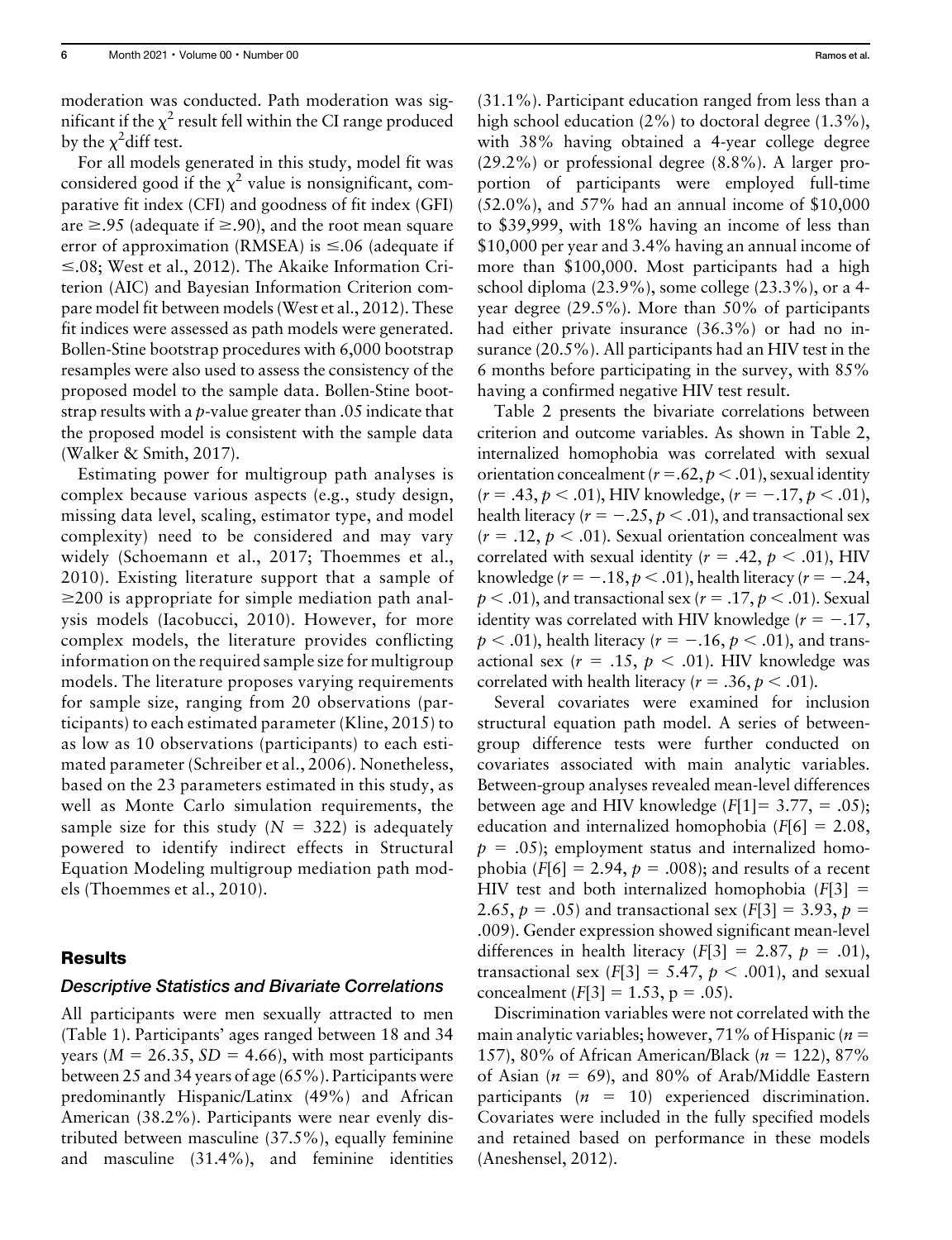moderation was conducted. Path moderation was significant if the $\chi^2$ result fell within the CI range produced by the $\chi^2$diff test.

For all models generated in this study, model fit was considered good if the $\chi^2$ value is nonsignificant, comparative fit index (CFI) and goodness of fit index (GFI) are $\geq .95$ (adequate if $\geq .90$), and the root mean square error of approximation (RMSEA) is $\leq .06$ (adequate if $\leq .08$; West et al., 2012). The Akaike Information Criterion (AIC) and Bayesian Information Criterion compare model fit between models (West et al., 2012). These fit indices were assessed as path models were generated. Bollen-Stine bootstrap procedures with 6,000 bootstrap resamples were also used to assess the consistency of the proposed model to the sample data. Bollen-Stine bootstrap results with a *p*-value greater than .05 indicate that the proposed model is consistent with the sample data (Walker & Smith, 2017).

Estimating power for multigroup path analyses is complex because various aspects (e.g., study design, missing data level, scaling, estimator type, and model complexity) need to be considered and may vary widely (Schoemann et al., 2017; Thoemmes et al., 2010). Existing literature support that a sample of $\geq 200$ is appropriate for simple mediation path analysis models (Iacobucci, 2010). However, for more complex models, the literature provides conflicting information on the required sample size for multigroup models. The literature proposes varying requirements for sample size, ranging from 20 observations (participants) to each estimated parameter (Kline, 2015) to as low as 10 observations (participants) to each estimated parameter (Schreiber et al., 2006). Nonetheless, based on the 23 parameters estimated in this study, as well as Monte Carlo simulation requirements, the sample size for this study ($N$ = 322) is adequately powered to identify indirect effects in Structural Equation Modeling multigroup mediation path models (Thoemmes et al., 2010).

## Results

### Descriptive Statistics and Bivariate Correlations

All participants were men sexually attracted to men (Table 1). Participants' ages ranged between 18 and 34 years ($M$ = 26.35, $SD$ = 4.66), with most participants between 25 and 34 years of age (65%). Participants were predominantly Hispanic/Latinx (49%) and African American (38.2%). Participants were near evenly distributed between masculine (37.5%), equally feminine and masculine (31.4%), and feminine identities (31.1%). Participant education ranged from less than a high school education (2%) to doctoral degree (1.3%), with 38% having obtained a 4-year college degree (29.2%) or professional degree (8.8%). A larger proportion of participants were employed full-time (52.0%), and 57% had an annual income of $10,000 to $39,999, with 18% having an income of less than $10,000 per year and 3.4% having an annual income of more than $100,000. Most participants had a high school diploma (23.9%), some college (23.3%), or a 4-year degree (29.5%). More than 50% of participants had either private insurance (36.3%) or had no insurance (20.5%). All participants had an HIV test in the 6 months before participating in the survey, with 85% having a confirmed negative HIV test result.

Table 2 presents the bivariate correlations between criterion and outcome variables. As shown in Table 2, internalized homophobia was correlated with sexual orientation concealment ($r$ = .62, $p < .01$), sexual identity ($r$ = .43, $p < .01$), HIV knowledge, ($r$ = −.17, $p < .01$), health literacy ($r$ = −.25, $p < .01$), and transactional sex ($r$ = .12, $p < .01$). Sexual orientation concealment was correlated with sexual identity ($r$ = .42, $p < .01$), HIV knowledge ($r$ = −.18, $p < .01$), health literacy ($r$ = −.24, $p < .01$), and transactional sex ($r$ = .17, $p < .01$). Sexual identity was correlated with HIV knowledge ($r$ = −.17, $p < .01$), health literacy ($r$ = −.16, $p < .01$), and transactional sex ($r$ = .15, $p < .01$). HIV knowledge was correlated with health literacy ($r$ = .36, $p < .01$).

Several covariates were examined for inclusion structural equation path model. A series of between-group difference tests were further conducted on covariates associated with main analytic variables. Between-group analyses revealed mean-level differences between age and HIV knowledge ($F$[1]= 3.77, = .05); education and internalized homophobia ($F$[6] = 2.08, $p$ = .05); employment status and internalized homophobia ($F$[6] = 2.94, $p$ = .008); and results of a recent HIV test and both internalized homophobia ($F$[3] = 2.65, $p$ = .05) and transactional sex ($F$[3] = 3.93, $p$ = .009). Gender expression showed significant mean-level differences in health literacy ($F$[3] = 2.87, $p$ = .01), transactional sex ($F$[3] = 5.47, $p < .001$), and sexual concealment ($F$[3] = 1.53, p = .05).

Discrimination variables were not correlated with the main analytic variables; however, 71% of Hispanic ($n$ = 157), 80% of African American/Black ($n$ = 122), 87% of Asian ($n$ = 69), and 80% of Arab/Middle Eastern participants ($n$ = 10) experienced discrimination. Covariates were included in the fully specified models and retained based on performance in these models (Aneshensel, 2012).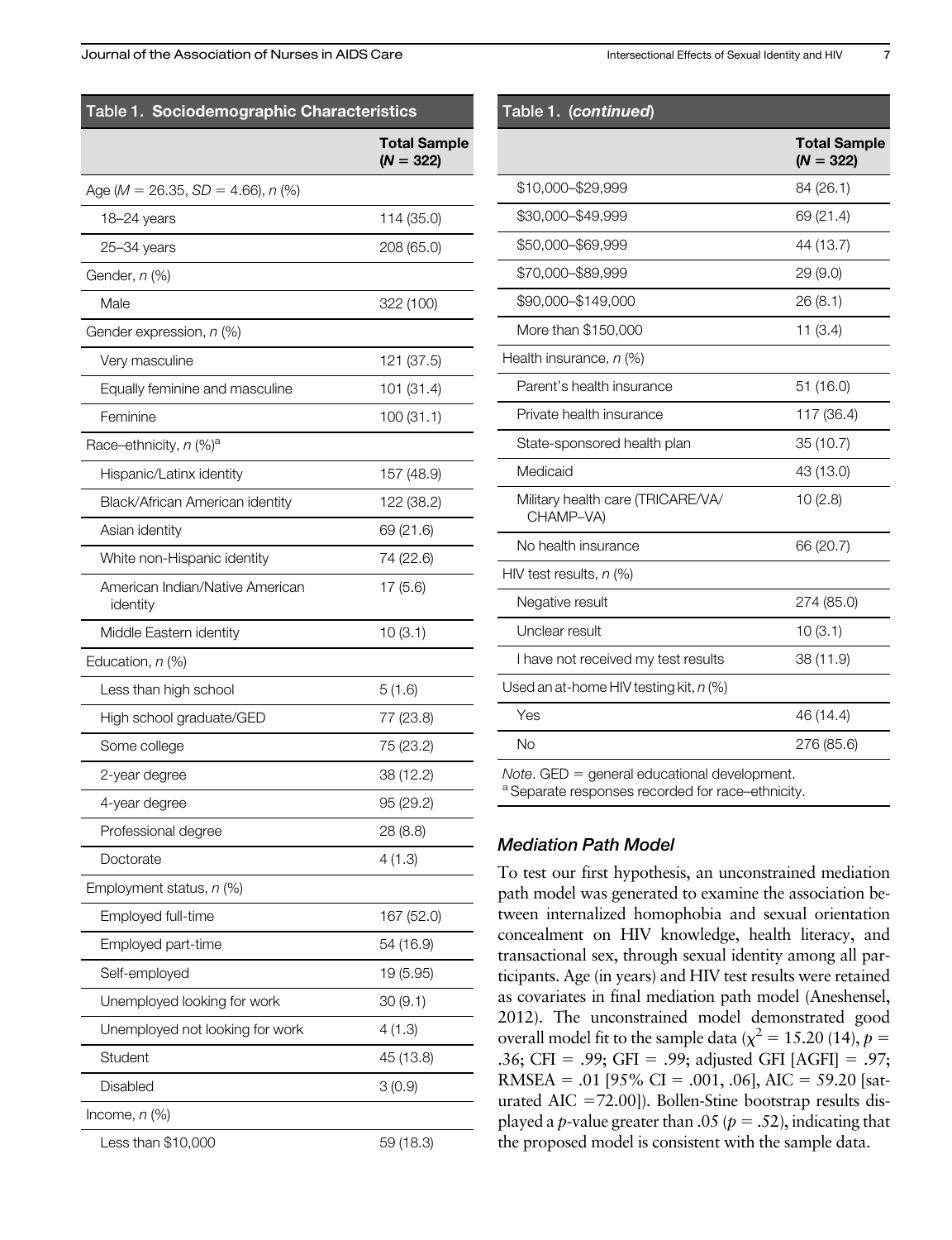**Table 1. Sociodemographic Characteristics**

| | Total Sample ($N$ = 322) |
|---|---|
| Age ($M$ = 26.35, $SD$ = 4.66), $n$ (%) | |
| 18–24 years | 114 (35.0) |
| 25–34 years | 208 (65.0) |
| Gender, $n$ (%) | |
| Male | 322 (100) |
| Gender expression, $n$ (%) | |
| Very masculine | 121 (37.5) |
| Equally feminine and masculine | 101 (31.4) |
| Feminine | 100 (31.1) |
| Race–ethnicity, $n$ (%)[a] | |
| Hispanic/Latinx identity | 157 (48.9) |
| Black/African American identity | 122 (38.2) |
| Asian identity | 69 (21.6) |
| White non-Hispanic identity | 74 (22.6) |
| American Indian/Native American identity | 17 (5.6) |
| Middle Eastern identity | 10 (3.1) |
| Education, $n$ (%) | |
| Less than high school | 5 (1.6) |
| High school graduate/GED | 77 (23.8) |
| Some college | 75 (23.2) |
| 2-year degree | 38 (12.2) |
| 4-year degree | 95 (29.2) |
| Professional degree | 28 (8.8) |
| Doctorate | 4 (1.3) |
| Employment status, $n$ (%) | |
| Employed full-time | 167 (52.0) |
| Employed part-time | 54 (16.9) |
| Self-employed | 19 (5.95) |
| Unemployed looking for work | 30 (9.1) |
| Unemployed not looking for work | 4 (1.3) |
| Student | 45 (13.8) |
| Disabled | 3 (0.9) |
| Income, $n$ (%) | |
| Less than $10,000 | 59 (18.3) |
| $10,000–$29,999 | 84 (26.1) |
| $30,000–$49,999 | 69 (21.4) |
| $50,000–$69,999 | 44 (13.7) |
| $70,000–$89,999 | 29 (9.0) |
| $90,000–$149,000 | 26 (8.1) |
| More than $150,000 | 11 (3.4) |
| Health insurance, $n$ (%) | |
| Parent's health insurance | 51 (16.0) |
| Private health insurance | 117 (36.4) |
| State-sponsored health plan | 35 (10.7) |
| Medicaid | 43 (13.0) |
| Military health care (TRICARE/VA/CHAMP–VA) | 10 (2.8) |
| No health insurance | 66 (20.7) |
| HIV test results, $n$ (%) | |
| Negative result | 274 (85.0) |
| Unclear result | 10 (3.1) |
| I have not received my test results | 38 (11.9) |
| Used an at-home HIV testing kit, $n$ (%) | |
| Yes | 46 (14.4) |
| No | 276 (85.6) |

*Note*. GED = general educational development.
[a] Separate responses recorded for race–ethnicity.

### *Mediation Path Model*

To test our first hypothesis, an unconstrained mediation path model was generated to examine the association between internalized homophobia and sexual orientation concealment on HIV knowledge, health literacy, and transactional sex, through sexual identity among all participants. Age (in years) and HIV test results were retained as covariates in final mediation path model (Aneshensel, 2012). The unconstrained model demonstrated good overall model fit to the sample data ($\chi^2$ = 15.20 (14), $p$ = .36; CFI = .99; GFI = .99; adjusted GFI [AGFI] = .97; RMSEA = .01 [95% CI = .001, .06], AIC = 59.20 [saturated AIC =72.00]). Bollen-Stine bootstrap results displayed a $p$-value greater than .05 ($p$ = .52), indicating that the proposed model is consistent with the sample data.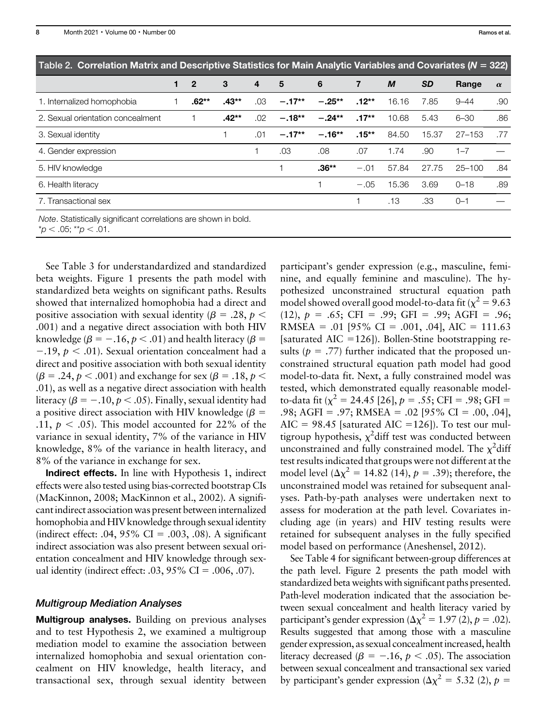Table 2. **Correlation Matrix and Descriptive Statistics for Main Analytic Variables and Covariates ($N$ = 322)**

| | 1 | 2 | 3 | 4 | 5 | 6 | 7 | *M* | *SD* | Range | $\alpha$ |
|---|---|---|---|---|---|---|---|---|---|---|---|
| 1. Internalized homophobia | 1 | **.62**\*\* | **.43**\*\* | .03 | **−.17**\*\* | **−.25**\*\* | **.12**\*\* | 16.16 | 7.85 | 9–44 | .90 |
| 2. Sexual orientation concealment | | 1 | **.42**\*\* | .02 | **−.18**\*\* | **−.24**\*\* | **.17**\*\* | 10.68 | 5.43 | 6–30 | .86 |
| 3. Sexual identity | | | 1 | .01 | **−.17**\*\* | **−.16**\*\* | **.15**\*\* | 84.50 | 15.37 | 27–153 | .77 |
| 4. Gender expression | | | | 1 | .03 | .08 | .07 | 1.74 | .90 | 1–7 | — |
| 5. HIV knowledge | | | | | 1 | **.36**\*\* | −.01 | 57.84 | 27.75 | 25–100 | .84 |
| 6. Health literacy | | | | | | 1 | −.05 | 15.36 | 3.69 | 0–18 | .89 |
| 7. Transactional sex | | | | | | | 1 | .13 | .33 | 0–1 | — |

*Note*. Statistically significant correlations are shown in bold.
\*$p < .05$; \*\*$p < .01$.

See Table 3 for understandardized and standardized beta weights. Figure 1 presents the path model with standardized beta weights on significant paths. Results showed that internalized homophobia had a direct and positive association with sexual identity ($\beta = .28, p < .001$) and a negative direct association with both HIV knowledge ($\beta = -.16, p < .01$) and health literacy ($\beta = -.19, p < .01$). Sexual orientation concealment had a direct and positive association with both sexual identity ($\beta = .24, p < .001$) and exchange for sex ($\beta = .18, p < .01$), as well as a negative direct association with health literacy ($\beta = -.10, p < .05$). Finally, sexual identity had a positive direct association with HIV knowledge ($\beta = .11, p < .05$). This model accounted for 22% of the variance in sexual identity, 7% of the variance in HIV knowledge, 8% of the variance in health literacy, and 8% of the variance in exchange for sex.

**Indirect effects.** In line with Hypothesis 1, indirect effects were also tested using bias-corrected bootstrap CIs (MacKinnon, 2008; MacKinnon et al., 2002). A significant indirect association was present between internalized homophobia and HIV knowledge through sexual identity (indirect effect: .04, 95% CI = .003, .08). A significant indirect association was also present between sexual orientation concealment and HIV knowledge through sexual identity (indirect effect: .03, 95% CI = .006, .07).

### *Multigroup Mediation Analyses*

**Multigroup analyses.** Building on previous analyses and to test Hypothesis 2, we examined a multigroup mediation model to examine the association between internalized homophobia and sexual orientation concealment on HIV knowledge, health literacy, and transactional sex, through sexual identity between participant's gender expression (e.g., masculine, feminine, and equally feminine and masculine). The hypothesized unconstrained structural equation path model showed overall good model-to-data fit ($\chi^2 = 9.63$ (12), $p = .65$; CFI = .99; GFI = .99; AGFI = .96; RMSEA = .01 [95% CI = .001, .04], AIC = 111.63 [saturated AIC =126]). Bollen-Stine bootstrapping results ($p = .77$) further indicated that the proposed unconstrained structural equation path model had good model-to-data fit. Next, a fully constrained model was tested, which demonstrated equally reasonable model-to-data fit ($\chi^2 = 24.45$ [26], $p = .55$; CFI = .98; GFI = .98; AGFI = .97; RMSEA = .02 [95% CI = .00, .04], AIC = 98.45 [saturated AIC =126]). To test our multigroup hypothesis, $\chi^2$diff test was conducted between unconstrained and fully constrained model. The $\chi^2$diff test results indicated that groups were not different at the model level ($\Delta\chi^2 = 14.82$ (14), $p = .39$); therefore, the unconstrained model was retained for subsequent analyses. Path-by-path analyses were undertaken next to assess for moderation at the path level. Covariates including age (in years) and HIV testing results were retained for subsequent analyses in the fully specified model based on performance (Aneshensel, 2012).

See Table 4 for significant between-group differences at the path level. Figure 2 presents the path model with standardized beta weights with significant paths presented. Path-level moderation indicated that the association between sexual concealment and health literacy varied by participant's gender expression ($\Delta\chi^2 = 1.97$ (2), $p = .02$). Results suggested that among those with a masculine gender expression, as sexual concealment increased, health literacy decreased ($\beta = -.16, p < .05$). The association between sexual concealment and transactional sex varied by participant's gender expression ($\Delta\chi^2 = 5.32$ (2), $p =$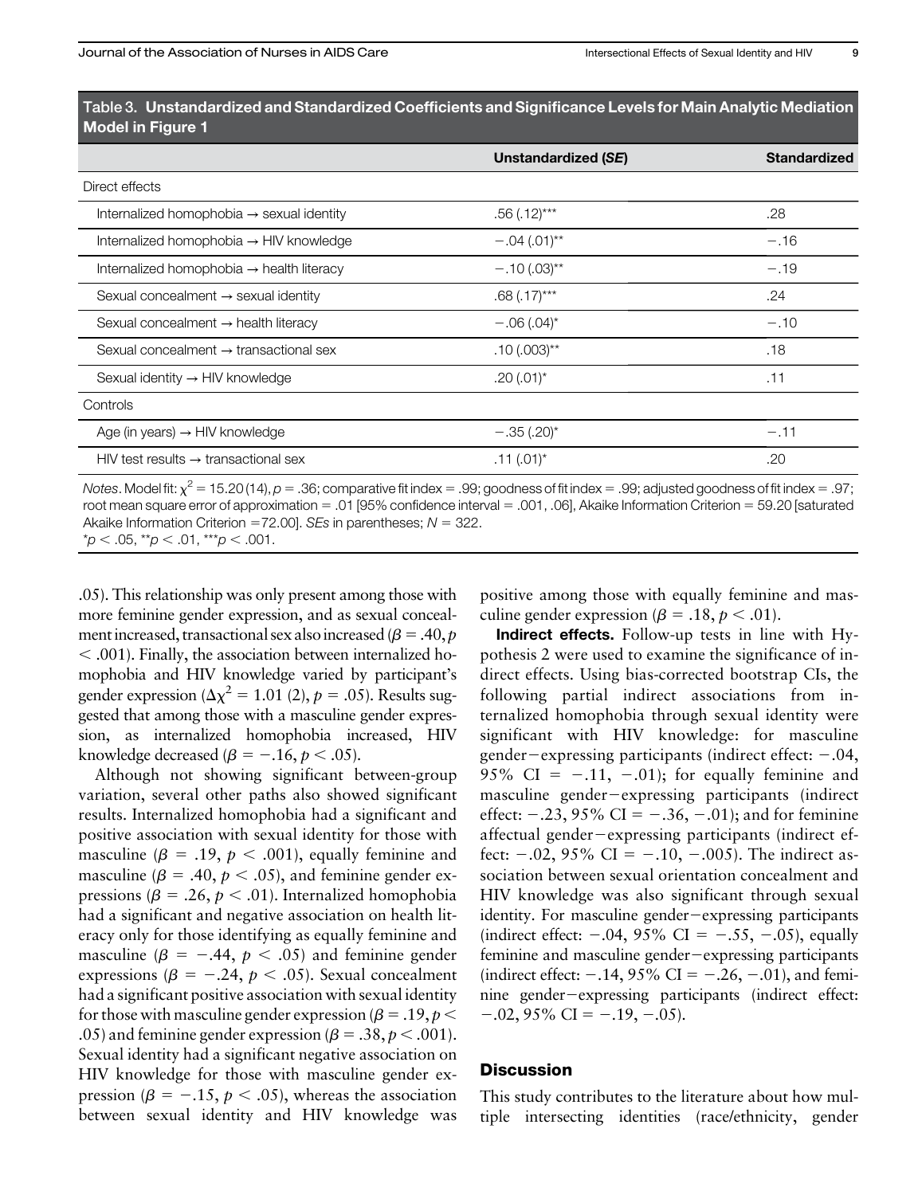**Table 3. Unstandardized and Standardized Coefficients and Significance Levels for Main Analytic Mediation Model in Figure 1**

| | Unstandardized (*SE*) | Standardized |
|---|---|---|
| Direct effects | | |
| Internalized homophobia → sexual identity | .56 (.12)*** | .28 |
| Internalized homophobia → HIV knowledge | −.04 (.01)** | −.16 |
| Internalized homophobia → health literacy | −.10 (.03)** | −.19 |
| Sexual concealment → sexual identity | .68 (.17)*** | .24 |
| Sexual concealment → health literacy | −.06 (.04)* | −.10 |
| Sexual concealment → transactional sex | .10 (.003)** | .18 |
| Sexual identity → HIV knowledge | .20 (.01)* | .11 |
| Controls | | |
| Age (in years) → HIV knowledge | −.35 (.20)* | −.11 |
| HIV test results → transactional sex | .11 (.01)* | .20 |

*Notes*. Model fit: $\chi^2 = 15.20 (14)$, $p = .36$; comparative fit index = .99; goodness of fit index = .99; adjusted goodness of fit index = .97; root mean square error of approximation = .01 [95% confidence interval = .001, .06], Akaike Information Criterion = 59.20 [saturated Akaike Information Criterion =72.00]. *SEs* in parentheses; $N = 322$.
*$p < .05$, **$p < .01$, ***$p < .001$.

.05). This relationship was only present among those with more feminine gender expression, and as sexual concealment increased, transactional sex also increased ($\beta = .40$, $p < .001$). Finally, the association between internalized homophobia and HIV knowledge varied by participant's gender expression ($\Delta\chi^2 = 1.01$ (2), $p = .05$). Results suggested that among those with a masculine gender expression, as internalized homophobia increased, HIV knowledge decreased ($\beta = -.16$, $p < .05$).

Although not showing significant between-group variation, several other paths also showed significant results. Internalized homophobia had a significant and positive association with sexual identity for those with masculine ($\beta = .19$, $p < .001$), equally feminine and masculine ($\beta = .40$, $p < .05$), and feminine gender expressions ($\beta = .26$, $p < .01$). Internalized homophobia had a significant and negative association on health literacy only for those identifying as equally feminine and masculine ($\beta = -.44$, $p < .05$) and feminine gender expressions ($\beta = -.24$, $p < .05$). Sexual concealment had a significant positive association with sexual identity for those with masculine gender expression ($\beta = .19$, $p < .05$) and feminine gender expression ($\beta = .38$, $p < .001$). Sexual identity had a significant negative association on HIV knowledge for those with masculine gender expression ($\beta = -.15$, $p < .05$), whereas the association between sexual identity and HIV knowledge was positive among those with equally feminine and masculine gender expression ($\beta = .18$, $p < .01$).

**Indirect effects.** Follow-up tests in line with Hypothesis 2 were used to examine the significance of indirect effects. Using bias-corrected bootstrap CIs, the following partial indirect associations from internalized homophobia through sexual identity were significant with HIV knowledge: for masculine gender−expressing participants (indirect effect: −.04, 95% CI = −.11, −.01); for equally feminine and masculine gender−expressing participants (indirect effect: −.23, 95% CI = −.36, −.01); and for feminine affectual gender−expressing participants (indirect effect: −.02, 95% CI = −.10, −.005). The indirect association between sexual orientation concealment and HIV knowledge was also significant through sexual identity. For masculine gender−expressing participants (indirect effect: −.04, 95% CI = −.55, −.05), equally feminine and masculine gender−expressing participants (indirect effect: −.14, 95% CI = −.26, −.01), and feminine gender−expressing participants (indirect effect: −.02, 95% CI = −.19, −.05).

## Discussion

This study contributes to the literature about how multiple intersecting identities (race/ethnicity, gender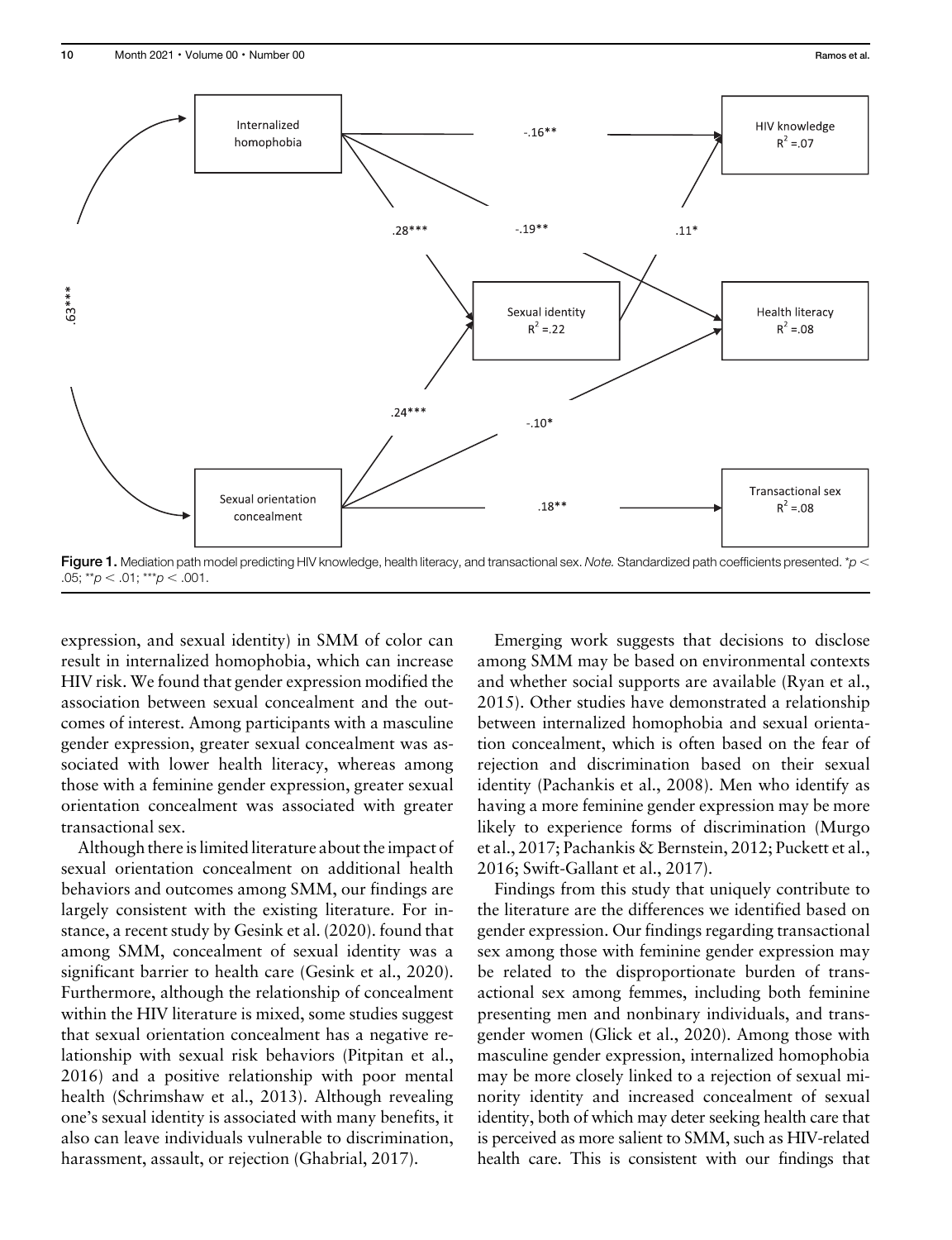Figure 1. Mediation path model predicting HIV knowledge, health literacy, and transactional sex. *Note.* Standardized path coefficients presented. *$p <$ .05; **$p < .01$; ***$p < .001$.

expression, and sexual identity) in SMM of color can result in internalized homophobia, which can increase HIV risk. We found that gender expression modified the association between sexual concealment and the outcomes of interest. Among participants with a masculine gender expression, greater sexual concealment was associated with lower health literacy, whereas among those with a feminine gender expression, greater sexual orientation concealment was associated with greater transactional sex.

Although there is limited literature about the impact of sexual orientation concealment on additional health behaviors and outcomes among SMM, our findings are largely consistent with the existing literature. For instance, a recent study by Gesink et al. (2020). found that among SMM, concealment of sexual identity was a significant barrier to health care (Gesink et al., 2020). Furthermore, although the relationship of concealment within the HIV literature is mixed, some studies suggest that sexual orientation concealment has a negative relationship with sexual risk behaviors (Pitpitan et al., 2016) and a positive relationship with poor mental health (Schrimshaw et al., 2013). Although revealing one's sexual identity is associated with many benefits, it also can leave individuals vulnerable to discrimination, harassment, assault, or rejection (Ghabrial, 2017).

Emerging work suggests that decisions to disclose among SMM may be based on environmental contexts and whether social supports are available (Ryan et al., 2015). Other studies have demonstrated a relationship between internalized homophobia and sexual orientation concealment, which is often based on the fear of rejection and discrimination based on their sexual identity (Pachankis et al., 2008). Men who identify as having a more feminine gender expression may be more likely to experience forms of discrimination (Murgo et al., 2017; Pachankis & Bernstein, 2012; Puckett et al., 2016; Swift-Gallant et al., 2017).

Findings from this study that uniquely contribute to the literature are the differences we identified based on gender expression. Our findings regarding transactional sex among those with feminine gender expression may be related to the disproportionate burden of transactional sex among femmes, including both feminine presenting men and nonbinary individuals, and transgender women (Glick et al., 2020). Among those with masculine gender expression, internalized homophobia may be more closely linked to a rejection of sexual minority identity and increased concealment of sexual identity, both of which may deter seeking health care that is perceived as more salient to SMM, such as HIV-related health care. This is consistent with our findings that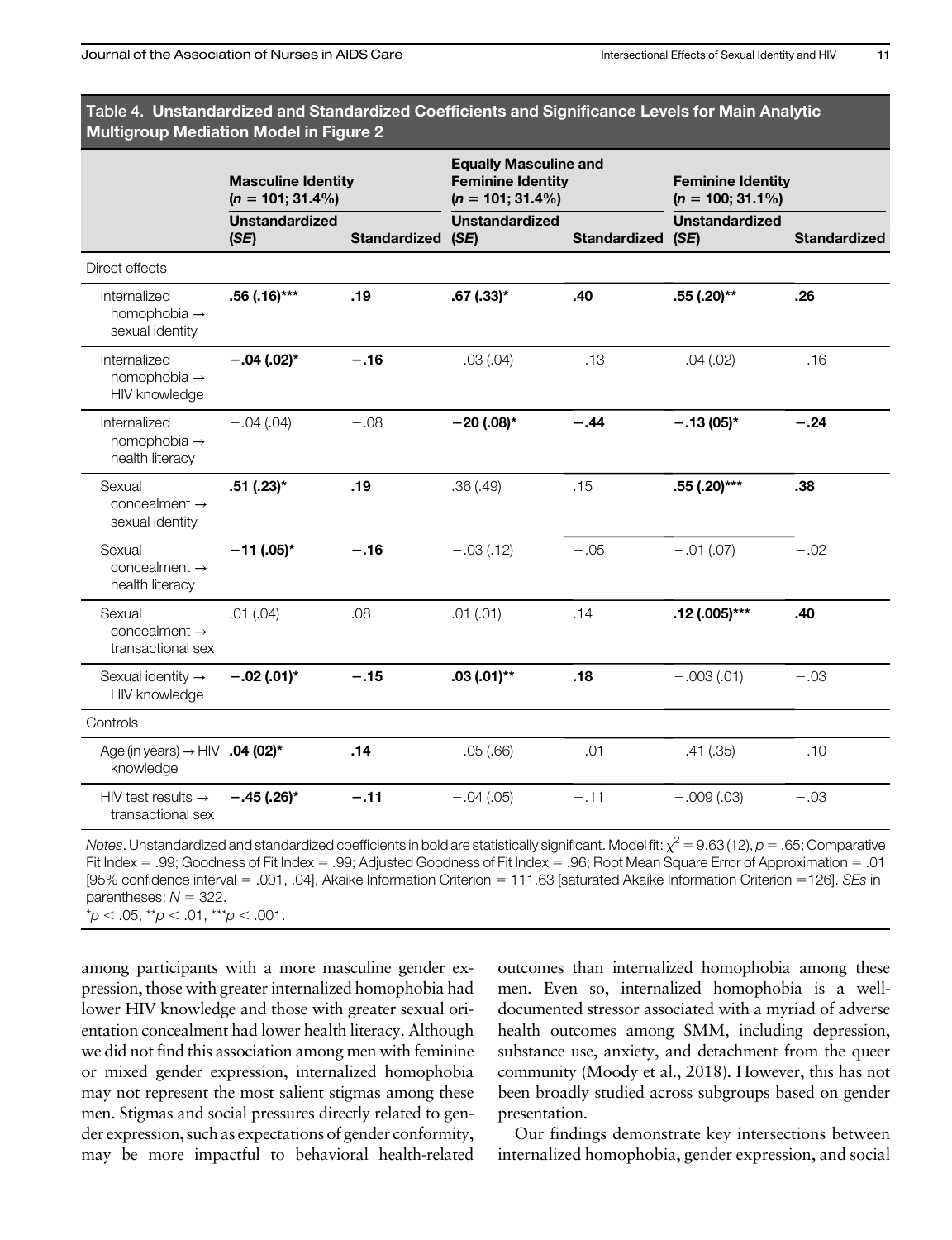**Table 4. Unstandardized and Standardized Coefficients and Significance Levels for Main Analytic Multigroup Mediation Model in Figure 2**

| | Masculine Identity ($n$ = 101; 31.4%) | | Equally Masculine and Feminine Identity ($n$ = 101; 31.4%) | | Feminine Identity ($n$ = 100; 31.1%) | |
|---|---|---|---|---|---|---|
| | Unstandardized (*SE*) | Standardized | Unstandardized (*SE*) | Standardized | Unstandardized (*SE*) | Standardized |
| Direct effects | | | | | | |
| Internalized homophobia → sexual identity | **.56 (.16)*** ** | **.19** | **.67 (.33)*** | **.40** | **.55 (.20)**** | **.26** |
| Internalized homophobia → HIV knowledge | **−.04 (.02)*** | **−.16** | −.03 (.04) | −.13 | −.04 (.02) | −.16 |
| Internalized homophobia → health literacy | −.04 (.04) | −.08 | **−20 (.08)*** | **−.44** | **−.13 (05)*** | **−.24** |
| Sexual concealment → sexual identity | **.51 (.23)*** | **.19** | .36 (.49) | .15 | **.55 (.20)***** | **.38** |
| Sexual concealment → health literacy | **−11 (.05)*** | **−.16** | −.03 (.12) | −.05 | −.01 (.07) | −.02 |
| Sexual concealment → transactional sex | .01 (.04) | .08 | .01 (.01) | .14 | **.12 (.005)***** | **.40** |
| Sexual identity → HIV knowledge | **−.02 (.01)*** | **−.15** | **.03 (.01)**** | **.18** | −.003 (.01) | −.03 |
| Controls | | | | | | |
| Age (in years) → HIV knowledge | **.04 (02)*** | **.14** | −.05 (.66) | −.01 | −.41 (.35) | −.10 |
| HIV test results → transactional sex | **−.45 (.26)*** | **−.11** | −.04 (.05) | −.11 | −.009 (.03) | −.03 |

*Notes*. Unstandardized and standardized coefficients in bold are statistically significant. Model fit: $\chi^2 = 9.63\,(12)$, $p = .65$; Comparative Fit Index = .99; Goodness of Fit Index = .99; Adjusted Goodness of Fit Index = .96; Root Mean Square Error of Approximation = .01 [95% confidence interval = .001, .04], Akaike Information Criterion = 111.63 [saturated Akaike Information Criterion =126]. *SEs* in parentheses; $N = 322$.
*$p < .05$, **$p < .01$, ***$p < .001$.

among participants with a more masculine gender expression, those with greater internalized homophobia had lower HIV knowledge and those with greater sexual orientation concealment had lower health literacy. Although we did not find this association among men with feminine or mixed gender expression, internalized homophobia may not represent the most salient stigmas among these men. Stigmas and social pressures directly related to gender expression, such as expectations of gender conformity, may be more impactful to behavioral health-related outcomes than internalized homophobia among these men. Even so, internalized homophobia is a well-documented stressor associated with a myriad of adverse health outcomes among SMM, including depression, substance use, anxiety, and detachment from the queer community (Moody et al., 2018). However, this has not been broadly studied across subgroups based on gender presentation.

Our findings demonstrate key intersections between internalized homophobia, gender expression, and social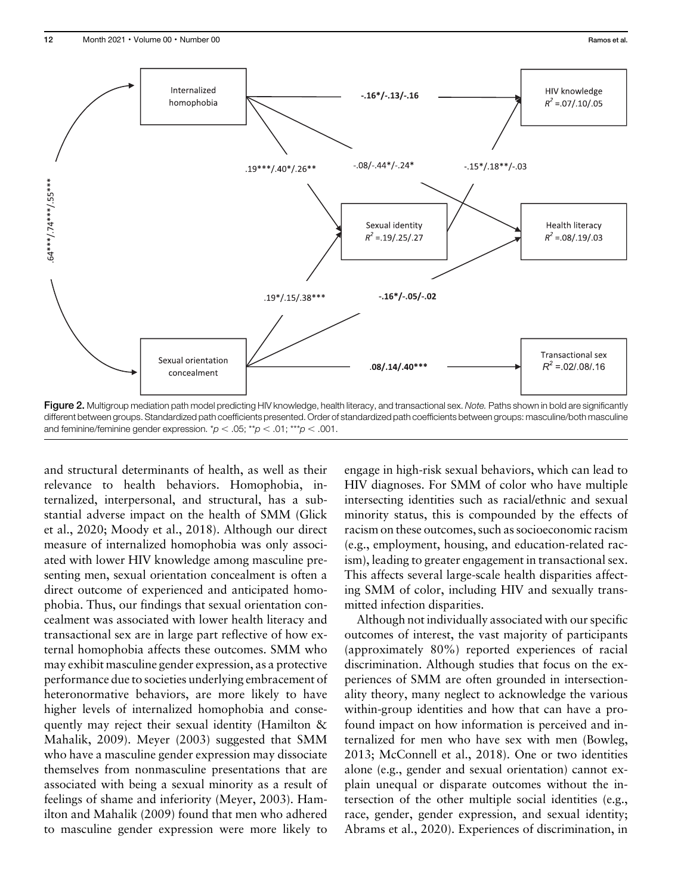**Figure 2.** Multigroup mediation path model predicting HIV knowledge, health literacy, and transactional sex. *Note.* Paths shown in bold are significantly different between groups. Standardized path coefficients presented. Order of standardized path coefficients between groups: masculine/both masculine and feminine/feminine gender expression. $^{*}p < .05$; $^{**}p < .01$; $^{***}p < .001$.

and structural determinants of health, as well as their relevance to health behaviors. Homophobia, internalized, interpersonal, and structural, has a substantial adverse impact on the health of SMM (Glick et al., 2020; Moody et al., 2018). Although our direct measure of internalized homophobia was only associated with lower HIV knowledge among masculine presenting men, sexual orientation concealment is often a direct outcome of experienced and anticipated homophobia. Thus, our findings that sexual orientation concealment was associated with lower health literacy and transactional sex are in large part reflective of how external homophobia affects these outcomes. SMM who may exhibit masculine gender expression, as a protective performance due to societies underlying embracement of heteronormative behaviors, are more likely to have higher levels of internalized homophobia and consequently may reject their sexual identity (Hamilton & Mahalik, 2009). Meyer (2003) suggested that SMM who have a masculine gender expression may dissociate themselves from nonmasculine presentations that are associated with being a sexual minority as a result of feelings of shame and inferiority (Meyer, 2003). Hamilton and Mahalik (2009) found that men who adhered to masculine gender expression were more likely to engage in high-risk sexual behaviors, which can lead to HIV diagnoses. For SMM of color who have multiple intersecting identities such as racial/ethnic and sexual minority status, this is compounded by the effects of racism on these outcomes, such as socioeconomic racism (e.g., employment, housing, and education-related racism), leading to greater engagement in transactional sex. This affects several large-scale health disparities affecting SMM of color, including HIV and sexually transmitted infection disparities.

Although not individually associated with our specific outcomes of interest, the vast majority of participants (approximately 80%) reported experiences of racial discrimination. Although studies that focus on the experiences of SMM are often grounded in intersectionality theory, many neglect to acknowledge the various within-group identities and how that can have a profound impact on how information is perceived and internalized for men who have sex with men (Bowleg, 2013; McConnell et al., 2018). One or two identities alone (e.g., gender and sexual orientation) cannot explain unequal or disparate outcomes without the intersection of the other multiple social identities (e.g., race, gender, gender expression, and sexual identity; Abrams et al., 2020). Experiences of discrimination, in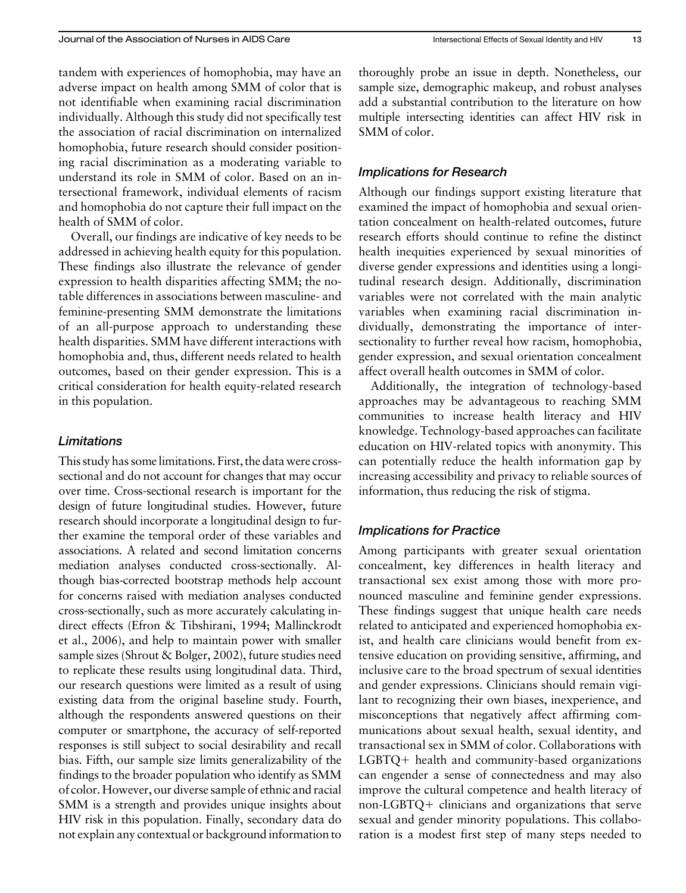tandem with experiences of homophobia, may have an adverse impact on health among SMM of color that is not identifiable when examining racial discrimination individually. Although this study did not specifically test the association of racial discrimination on internalized homophobia, future research should consider positioning racial discrimination as a moderating variable to understand its role in SMM of color. Based on an intersectional framework, individual elements of racism and homophobia do not capture their full impact on the health of SMM of color.

Overall, our findings are indicative of key needs to be addressed in achieving health equity for this population. These findings also illustrate the relevance of gender expression to health disparities affecting SMM; the notable differences in associations between masculine- and feminine-presenting SMM demonstrate the limitations of an all-purpose approach to understanding these health disparities. SMM have different interactions with homophobia and, thus, different needs related to health outcomes, based on their gender expression. This is a critical consideration for health equity-related research in this population.

### *Limitations*

This study has some limitations. First, the data were cross-sectional and do not account for changes that may occur over time. Cross-sectional research is important for the design of future longitudinal studies. However, future research should incorporate a longitudinal design to further examine the temporal order of these variables and associations. A related and second limitation concerns mediation analyses conducted cross-sectionally. Although bias-corrected bootstrap methods help account for concerns raised with mediation analyses conducted cross-sectionally, such as more accurately calculating indirect effects (Efron & Tibshirani, 1994; Mallinckrodt et al., 2006), and help to maintain power with smaller sample sizes (Shrout & Bolger, 2002), future studies need to replicate these results using longitudinal data. Third, our research questions were limited as a result of using existing data from the original baseline study. Fourth, although the respondents answered questions on their computer or smartphone, the accuracy of self-reported responses is still subject to social desirability and recall bias. Fifth, our sample size limits generalizability of the findings to the broader population who identify as SMM of color. However, our diverse sample of ethnic and racial SMM is a strength and provides unique insights about HIV risk in this population. Finally, secondary data do not explain any contextual or background information to thoroughly probe an issue in depth. Nonetheless, our sample size, demographic makeup, and robust analyses add a substantial contribution to the literature on how multiple intersecting identities can affect HIV risk in SMM of color.

### *Implications for Research*

Although our findings support existing literature that examined the impact of homophobia and sexual orientation concealment on health-related outcomes, future research efforts should continue to refine the distinct health inequities experienced by sexual minorities of diverse gender expressions and identities using a longitudinal research design. Additionally, discrimination variables were not correlated with the main analytic variables when examining racial discrimination individually, demonstrating the importance of intersectionality to further reveal how racism, homophobia, gender expression, and sexual orientation concealment affect overall health outcomes in SMM of color.

Additionally, the integration of technology-based approaches may be advantageous to reaching SMM communities to increase health literacy and HIV knowledge. Technology-based approaches can facilitate education on HIV-related topics with anonymity. This can potentially reduce the health information gap by increasing accessibility and privacy to reliable sources of information, thus reducing the risk of stigma.

### *Implications for Practice*

Among participants with greater sexual orientation concealment, key differences in health literacy and transactional sex exist among those with more pronounced masculine and feminine gender expressions. These findings suggest that unique health care needs related to anticipated and experienced homophobia exist, and health care clinicians would benefit from extensive education on providing sensitive, affirming, and inclusive care to the broad spectrum of sexual identities and gender expressions. Clinicians should remain vigilant to recognizing their own biases, inexperience, and misconceptions that negatively affect affirming communications about sexual health, sexual identity, and transactional sex in SMM of color. Collaborations with LGBTQ+ health and community-based organizations can engender a sense of connectedness and may also improve the cultural competence and health literacy of non-LGBTQ+ clinicians and organizations that serve sexual and gender minority populations. This collaboration is a modest first step of many steps needed to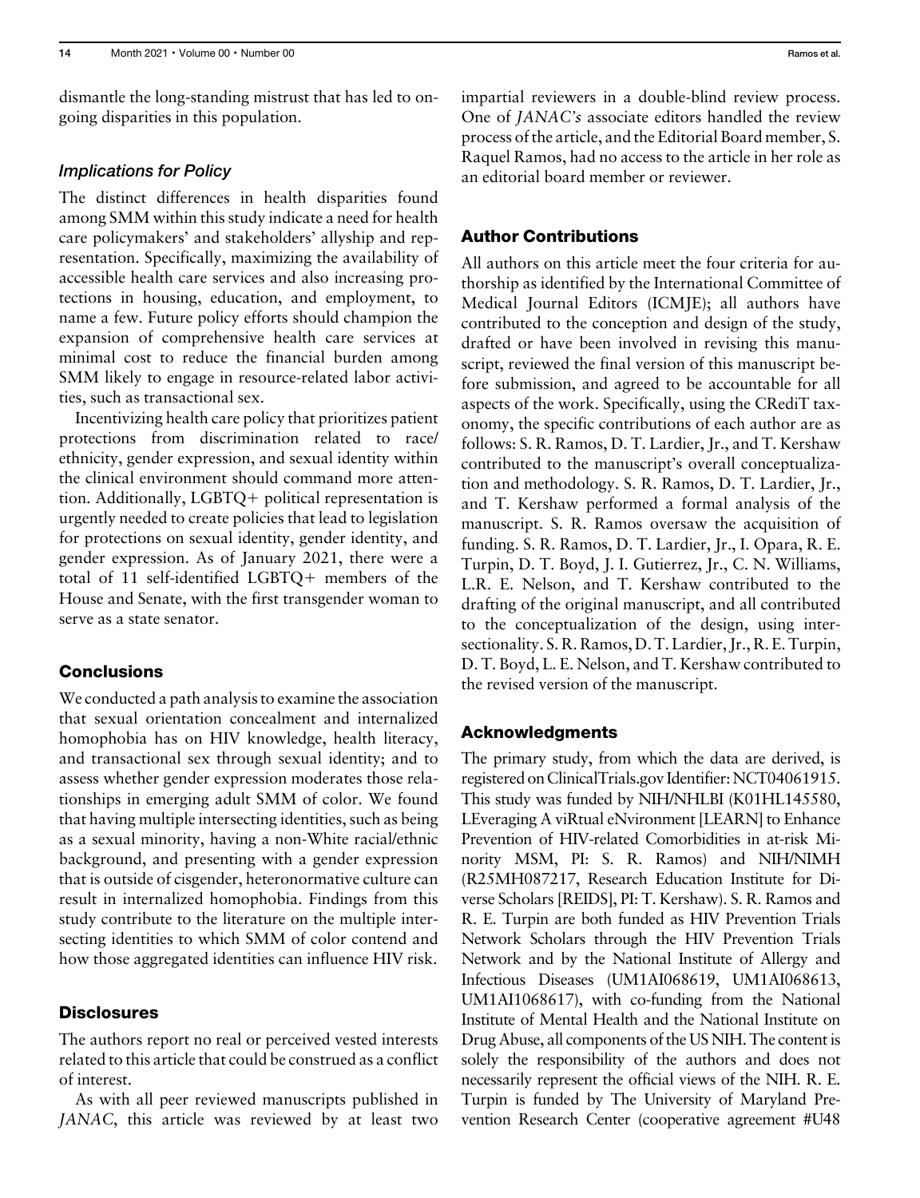dismantle the long-standing mistrust that has led to ongoing disparities in this population.

### *Implications for Policy*

The distinct differences in health disparities found among SMM within this study indicate a need for health care policymakers' and stakeholders' allyship and representation. Specifically, maximizing the availability of accessible health care services and also increasing protections in housing, education, and employment, to name a few. Future policy efforts should champion the expansion of comprehensive health care services at minimal cost to reduce the financial burden among SMM likely to engage in resource-related labor activities, such as transactional sex.

Incentivizing health care policy that prioritizes patient protections from discrimination related to race/ethnicity, gender expression, and sexual identity within the clinical environment should command more attention. Additionally, LGBTQ+ political representation is urgently needed to create policies that lead to legislation for protections on sexual identity, gender identity, and gender expression. As of January 2021, there were a total of 11 self-identified LGBTQ+ members of the House and Senate, with the first transgender woman to serve as a state senator.

## Conclusions

We conducted a path analysis to examine the association that sexual orientation concealment and internalized homophobia has on HIV knowledge, health literacy, and transactional sex through sexual identity; and to assess whether gender expression moderates those relationships in emerging adult SMM of color. We found that having multiple intersecting identities, such as being as a sexual minority, having a non-White racial/ethnic background, and presenting with a gender expression that is outside of cisgender, heteronormative culture can result in internalized homophobia. Findings from this study contribute to the literature on the multiple intersecting identities to which SMM of color contend and how those aggregated identities can influence HIV risk.

## Disclosures

The authors report no real or perceived vested interests related to this article that could be construed as a conflict of interest.

As with all peer reviewed manuscripts published in *JANAC*, this article was reviewed by at least two impartial reviewers in a double-blind review process. One of *JANAC's* associate editors handled the review process of the article, and the Editorial Board member, S. Raquel Ramos, had no access to the article in her role as an editorial board member or reviewer.

## Author Contributions

All authors on this article meet the four criteria for authorship as identified by the International Committee of Medical Journal Editors (ICMJE); all authors have contributed to the conception and design of the study, drafted or have been involved in revising this manuscript, reviewed the final version of this manuscript before submission, and agreed to be accountable for all aspects of the work. Specifically, using the CRediT taxonomy, the specific contributions of each author are as follows: S. R. Ramos, D. T. Lardier, Jr., and T. Kershaw contributed to the manuscript's overall conceptualization and methodology. S. R. Ramos, D. T. Lardier, Jr., and T. Kershaw performed a formal analysis of the manuscript. S. R. Ramos oversaw the acquisition of funding. S. R. Ramos, D. T. Lardier, Jr., I. Opara, R. E. Turpin, D. T. Boyd, J. I. Gutierrez, Jr., C. N. Williams, L.R. E. Nelson, and T. Kershaw contributed to the drafting of the original manuscript, and all contributed to the conceptualization of the design, using intersectionality. S. R. Ramos, D. T. Lardier, Jr., R. E. Turpin, D. T. Boyd, L. E. Nelson, and T. Kershaw contributed to the revised version of the manuscript.

## Acknowledgments

The primary study, from which the data are derived, is registered on ClinicalTrials.gov Identifier: NCT04061915. This study was funded by NIH/NHLBI (K01HL145580, LEveraging A viRtual eNvironment [LEARN] to Enhance Prevention of HIV-related Comorbidities in at-risk Minority MSM, PI: S. R. Ramos) and NIH/NIMH (R25MH087217, Research Education Institute for Diverse Scholars [REIDS], PI: T. Kershaw). S. R. Ramos and R. E. Turpin are both funded as HIV Prevention Trials Network Scholars through the HIV Prevention Trials Network and by the National Institute of Allergy and Infectious Diseases (UM1AI068619, UM1AI068613, UM1AI1068617), with co-funding from the National Institute of Mental Health and the National Institute on Drug Abuse, all components of the US NIH. The content is solely the responsibility of the authors and does not necessarily represent the official views of the NIH. R. E. Turpin is funded by The University of Maryland Prevention Research Center (cooperative agreement #U48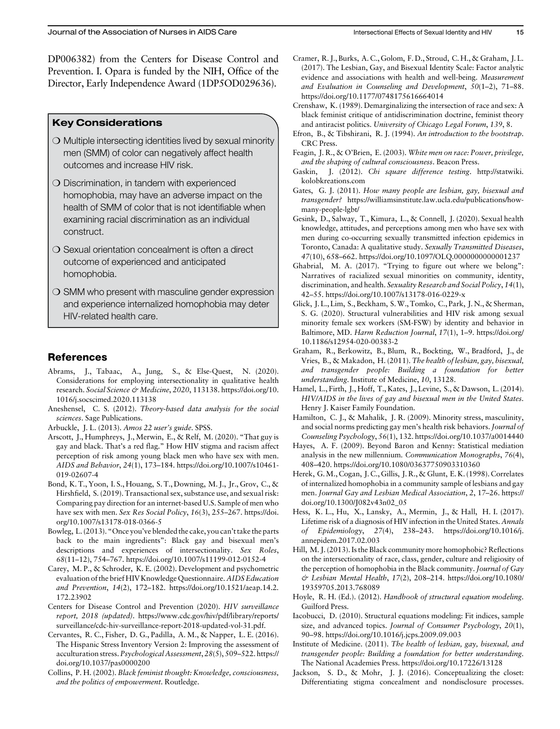DP006382) from the Centers for Disease Control and Prevention. I. Opara is funded by the NIH, Office of the Director, Early Independence Award (1DP5OD029636).

## Key Considerations

- Multiple intersecting identities lived by sexual minority men (SMM) of color can negatively affect health outcomes and increase HIV risk.
- Discrimination, in tandem with experienced homophobia, may have an adverse impact on the health of SMM of color that is not identifiable when examining racial discrimination as an individual construct.
- Sexual orientation concealment is often a direct outcome of experienced and anticipated homophobia.
- SMM who present with masculine gender expression and experience internalized homophobia may deter HIV-related health care.

## References

Abrams, J., Tabaac, A., Jung, S., & Else-Quest, N. (2020). Considerations for employing intersectionality in qualitative health research. *Social Science & Medicine*, *2020*, 113138. https://doi.org/10.1016/j.socscimed.2020.113138

Aneshensel, C. S. (2012). *Theory-based data analysis for the social sciences*. Sage Publications.

Arbuckle, J. L. (2013). *Amos 22 user's guide*. SPSS.

Arscott, J., Humphreys, J., Merwin, E., & Relf, M. (2020). "That guy is gay and black. That's a red flag." How HIV stigma and racism affect perception of risk among young black men who have sex with men. *AIDS and Behavior*, *24*(1), 173–184. https://doi.org/10.1007/s10461-019-02607-4

Bond, K. T., Yoon, I. S., Houang, S. T., Downing, M. J., Jr., Grov, C., & Hirshfield, S. (2019). Transactional sex, substance use, and sexual risk: Comparing pay direction for an internet-based U.S. Sample of men who have sex with men. *Sex Res Social Policy*, *16*(3), 255–267. https://doi.org/10.1007/s13178-018-0366-5

Bowleg, L. (2013). "Once you've blended the cake, you can't take the parts back to the main ingredients": Black gay and bisexual men's descriptions and experiences of intersectionality. *Sex Roles*, *68*(11–12), 754–767. https://doi.org/10.1007/s11199-012-0152-4

Carey, M. P., & Schroder, K. E. (2002). Development and psychometric evaluation of the brief HIV Knowledge Questionnaire. *AIDS Education and Prevention*, *14*(2), 172–182. https://doi.org/10.1521/aeap.14.2.172.23902

Centers for Disease Control and Prevention (2020). *HIV surveillance report, 2018 (updated)*. https://www.cdc.gov/hiv/pdf/library/reports/surveillance/cdc-hiv-surveillance-report-2018-updated-vol-31.pdf.

Cervantes, R. C., Fisher, D. G., Padilla, A. M., & Napper, L. E. (2016). The Hispanic Stress Inventory Version 2: Improving the assessment of acculturation stress. *Psychological Assessment*, *28*(5), 509–522. https://doi.org/10.1037/pas0000200

Collins, P. H. (2002). *Black feminist thought: Knowledge, consciousness, and the politics of empowerment*. Routledge.

Cramer, R. J., Burks, A. C., Golom, F. D., Stroud, C. H., & Graham, J. L. (2017). The Lesbian, Gay, and Bisexual Identity Scale: Factor analytic evidence and associations with health and well-being. *Measurement and Evaluation in Counseling and Development*, *50*(1–2), 71–88. https://doi.org/10.1177/0748175616664014

Crenshaw, K. (1989). Demarginalizing the intersection of race and sex: A black feminist critique of antidiscrimination doctrine, feminist theory and antiracist politics. *University of Chicago Legal Forum*, *139*, 8.

Efron, B., & Tibshirani, R. J. (1994). *An introduction to the bootstrap*. CRC Press.

Feagin, J. R., & O'Brien, E. (2003). *White men on race: Power, privilege, and the shaping of cultural consciousness*. Beacon Press.

Gaskin, J. (2012). *Chi square difference testing*. http://statwiki.kolobkreations.com

Gates, G. J. (2011). *How many people are lesbian, gay, bisexual and transgender?* https://williamsinstitute.law.ucla.edu/publications/how-many-people-lgbt/

Gesink, D., Salway, T., Kimura, L., & Connell, J. (2020). Sexual health knowledge, attitudes, and perceptions among men who have sex with men during co-occurring sexually transmitted infection epidemics in Toronto, Canada: A qualitative study. *Sexually Transmitted Diseases*, *47*(10), 658–662. https://doi.org/10.1097/OLQ.0000000000001237

Ghabrial, M. A. (2017). "Trying to figure out where we belong": Narratives of racialized sexual minorities on community, identity, discrimination, and health. *Sexuality Research and Social Policy*, *14*(1), 42–55. https://doi.org/10.1007/s13178-016-0229-x

Glick, J. L., Lim, S., Beckham, S. W., Tomko, C., Park, J. N., & Sherman, S. G. (2020). Structural vulnerabilities and HIV risk among sexual minority female sex workers (SM-FSW) by identity and behavior in Baltimore, MD. *Harm Reduction Journal*, *17*(1), 1–9. https://doi.org/10.1186/s12954-020-00383-2

Graham, R., Berkowitz, B., Blum, R., Bockting, W., Bradford, J., de Vries, B., & Makadon, H. (2011). *The health of lesbian, gay, bisexual, and transgender people: Building a foundation for better understanding*. Institute of Medicine, *10*, 13128.

Hamel, L., Firth, J., Hoff, T., Kates, J., Levine, S., & Dawson, L. (2014). *HIV/AIDS in the lives of gay and bisexual men in the United States*. Henry J. Kaiser Family Foundation.

Hamilton, C. J., & Mahalik, J. R. (2009). Minority stress, masculinity, and social norms predicting gay men's health risk behaviors. *Journal of Counseling Psychology*, *56*(1), 132. https://doi.org/10.1037/a0014440

Hayes, A. F. (2009). Beyond Baron and Kenny: Statistical mediation analysis in the new millennium. *Communication Monographs*, *76*(4), 408–420. https://doi.org/10.1080/03637750903310360

Herek, G. M., Cogan, J. C., Gillis, J. R., & Glunt, E. K. (1998). Correlates of internalized homophobia in a community sample of lesbians and gay men. *Journal Gay and Lesbian Medical Association*, *2*, 17–26. https://doi.org/10.1300/J082v43n02_05

Hess, K. L., Hu, X., Lansky, A., Mermin, J., & Hall, H. I. (2017). Lifetime risk of a diagnosis of HIV infection in the United States. *Annals of Epidemiology*, *27*(4), 238–243. https://doi.org/10.1016/j.annepidem.2017.02.003

Hill, M. J. (2013). Is the Black community more homophobic? Reflections on the intersectionality of race, class, gender, culture and religiosity of the perception of homophobia in the Black community. *Journal of Gay & Lesbian Mental Health*, *17*(2), 208–214. https://doi.org/10.1080/19359705.2013.768089

Hoyle, R. H. (Ed.). (2012). *Handbook of structural equation modeling*. Guilford Press.

Iacobucci, D. (2010). Structural equations modeling: Fit indices, sample size, and advanced topics. *Journal of Consumer Psychology*, *20*(1), 90–98. https://doi.org/10.1016/j.jcps.2009.09.003

Institute of Medicine. (2011). *The health of lesbian, gay, bisexual, and transgender people: Building a foundation for better understanding*. The National Academies Press. https://doi.org/10.17226/13128

Jackson, S. D., & Mohr, J. J. (2016). Conceptualizing the closet: Differentiating stigma concealment and nondisclosure processes.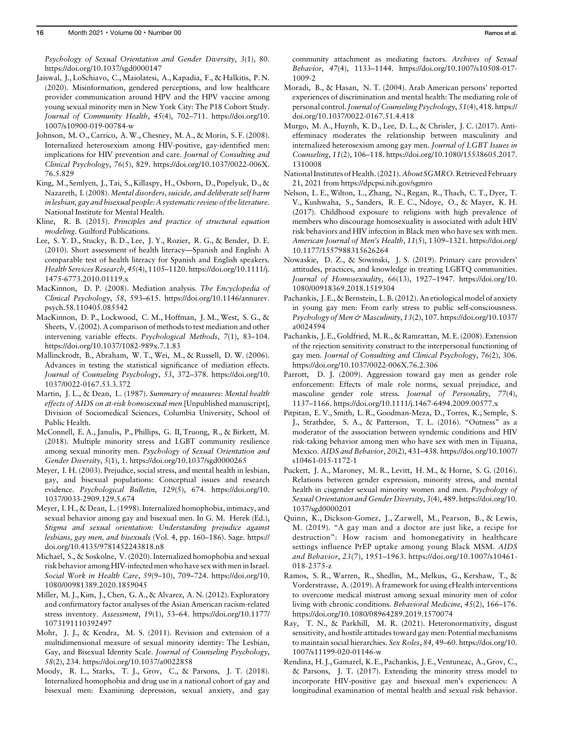*Psychology of Sexual Orientation and Gender Diversity*, *3*(1), 80. https://doi.org/10.1037/sgd0000147

Jaiswal, J., LoSchiavo, C., Maiolatesi, A., Kapadia, F., & Halkitis, P. N. (2020). Misinformation, gendered perceptions, and low healthcare provider communication around HPV and the HPV vaccine among young sexual minority men in New York City: The P18 Cohort Study. *Journal of Community Health*, *45*(4), 702–711. https://doi.org/10.1007/s10900-019-00784-w

Johnson, M. O., Carrico, A. W., Chesney, M. A., & Morin, S. F. (2008). Internalized heterosexism among HIV-positive, gay-identified men: implications for HIV prevention and care. *Journal of Consulting and Clinical Psychology*, *76*(5), 829. https://doi.org/10.1037/0022-006X.76.5.829

King, M., Semlyen, J., Tai, S., Killaspy, H., Osborn, D., Popelyuk, D., & Nazareth, I. (2008). *Mental disorders, suicide, and deliberate self harm in lesbian, gay and bisexual people: A systematic review of the literature*. National Institute for Mental Health.

Kline, R. B. (2015). *Principles and practice of structural equation modeling*. Guilford Publications.

Lee, S. Y. D., Stucky, B. D., Lee, J. Y., Rozier, R. G., & Bender, D. E. (2010). Short assessment of health literacy—Spanish and English: A comparable test of health literacy for Spanish and English speakers. *Health Services Research*, *45*(4), 1105–1120. https://doi.org/10.1111/j.1475-6773.2010.01119.x

MacKinnon, D. P. (2008). Mediation analysis. *The Encyclopedia of Clinical Psychology*, *58*, 593–615. https://doi.org/10.1146/annurev.psych.58.110405.085542

MacKinnon, D. P., Lockwood, C. M., Hoffman, J. M., West, S. G., & Sheets, V. (2002). A comparison of methods to test mediation and other intervening variable effects. *Psychological Methods*, *7*(1), 83–104. https://doi.org/10.1037/1082-989x.7.1.83

Mallinckrodt, B., Abraham, W. T., Wei, M., & Russell, D. W. (2006). Advances in testing the statistical significance of mediation effects. *Journal of Counseling Psychology*, *53*, 372–378. https://doi.org/10.1037/0022-0167.53.3.372

Martin, J. L., & Dean, L. (1987). *Summary of measures: Mental health effects of AIDS on at-risk homosexual men* [Unpublished manuscript], Division of Sociomedical Sciences, Columbia University, School of Public Health.

McConnell, E. A., Janulis, P., Phillips, G. II, Truong, R., & Birkett, M. (2018). Multiple minority stress and LGBT community resilience among sexual minority men. *Psychology of Sexual Orientation and Gender Diversity*, *5*(1), 1. https://doi.org/10.1037/sgd0000265

Meyer, I. H. (2003). Prejudice, social stress, and mental health in lesbian, gay, and bisexual populations: Conceptual issues and research evidence. *Psychological Bulletin*, *129*(5), 674. https://doi.org/10.1037/0033-2909.129.5.674

Meyer, I. H., & Dean, L. (1998). Internalized homophobia, intimacy, and sexual behavior among gay and bisexual men. In G. M. Herek (Ed.), *Stigma and sexual orientation: Understanding prejudice against lesbians, gay men, and bisexuals* (Vol. 4, pp. 160–186). Sage. https://doi.org/10.4135/9781452243818.n8

Michael, S., & Soskolne, V. (2020). Internalized homophobia and sexual risk behavior among HIV-infected men who have sex with men in Israel. *Social Work in Health Care*, *59*(9–10), 709–724. https://doi.org/10.1080/00981389.2020.1859045

Miller, M. J., Kim, J., Chen, G. A., & Alvarez, A. N. (2012). Exploratory and confirmatory factor analyses of the Asian American racism-related stress inventory. *Assessment*, *19*(1), 53–64. https://doi.org/10.1177/1073191110392497

Mohr, J. J., & Kendra, M. S. (2011). Revision and extension of a multidimensional measure of sexual minority identity: The Lesbian, Gay, and Bisexual Identity Scale. *Journal of Counseling Psychology*, *58*(2), 234. https://doi.org/10.1037/a0022858

Moody, R. L., Starks, T. J., Grov, C., & Parsons, J. T. (2018). Internalized homophobia and drug use in a national cohort of gay and bisexual men: Examining depression, sexual anxiety, and gay community attachment as mediating factors. *Archives of Sexual Behavior*, *47*(4), 1133–1144. https://doi.org/10.1007/s10508-017-1009-2

Moradi, B., & Hasan, N. T. (2004). Arab American persons' reported experiences of discrimination and mental health: The mediating role of personal control. *Journal of Counseling Psychology*, *51*(4), 418. https://doi.org/10.1037/0022-0167.51.4.418

Murgo, M. A., Huynh, K. D., Lee, D. L., & Chrisler, J. C. (2017). Anti-effeminacy moderates the relationship between masculinity and internalized heterosexism among gay men. *Journal of LGBT Issues in Counseling*, *11*(2), 106–118. https://doi.org/10.1080/15538605.2017.1310008

National Institutes of Health. (2021). *About SGMRO*. Retrieved February 21, 2021 from https://dpcpsi.nih.gov/sgmro

Nelson, L. E., Wilton, L., Zhang, N., Regan, R., Thach, C. T., Dyer, T. V., Kushwaha, S., Sanders, R. E. C., Ndoye, O., & Mayer, K. H. (2017). Childhood exposure to religions with high prevalence of members who discourage homosexuality is associated with adult HIV risk behaviors and HIV infection in Black men who have sex with men. *American Journal of Men's Health*, *11*(5), 1309–1321. https://doi.org/10.1177/1557988315626264

Nowaskie, D. Z., & Sowinski, J. S. (2019). Primary care providers' attitudes, practices, and knowledge in treating LGBTQ communities. *Journal of Homosexuality*, *66*(13), 1927–1947. https://doi.org/10.1080/00918369.2018.1519304

Pachankis, J. E., & Bernstein, L. B. (2012). An etiological model of anxiety in young gay men: From early stress to public self-consciousness. *Psychology of Men & Masculinity*, *13*(2), 107. https://doi.org/10.1037/a0024594

Pachankis, J. E., Goldfried, M. R., & Ramrattan, M. E. (2008). Extension of the rejection sensitivity construct to the interpersonal functioning of gay men. *Journal of Consulting and Clinical Psychology*, *76*(2), 306. https://doi.org/10.1037/0022-006X.76.2.306

Parrott, D. J. (2009). Aggression toward gay men as gender role enforcement: Effects of male role norms, sexual prejudice, and masculine gender role stress. *Journal of Personality*, *77*(4), 1137–1166. https://doi.org/10.1111/j.1467-6494.2009.00577.x

Pitpitan, E. V., Smith, L. R., Goodman-Meza, D., Torres, K., Semple, S. J., Strathdee, S. A., & Patterson, T. L. (2016). "Outness" as a moderator of the association between syndemic conditions and HIV risk-taking behavior among men who have sex with men in Tijuana, Mexico. *AIDS and Behavior*, *20*(2), 431–438. https://doi.org/10.1007/s10461-015-1172-1

Puckett, J. A., Maroney, M. R., Levitt, H. M., & Horne, S. G. (2016). Relations between gender expression, minority stress, and mental health in cisgender sexual minority women and men. *Psychology of Sexual Orientation and Gender Diversity*, *3*(4), 489. https://doi.org/10.1037/sgd0000201

Quinn, K., Dickson-Gomez, J., Zarwell, M., Pearson, B., & Lewis, M. (2019). "A gay man and a doctor are just like, a recipe for destruction": How racism and homonegativity in healthcare settings influence PrEP uptake among young Black MSM. *AIDS and Behavior*, *23*(7), 1951–1963. https://doi.org/10.1007/s10461-018-2375-z

Ramos, S. R., Warren, R., Shedlin, M., Melkus, G., Kershaw, T., & Vorderstrasse, A. (2019). A framework for using eHealth interventions to overcome medical mistrust among sexual minority men of color living with chronic conditions. *Behavioral Medicine*, *45*(2), 166–176. https://doi.org/10.1080/08964289.2019.1570074

Ray, T. N., & Parkhill, M. R. (2021). Heteronormativity, disgust sensitivity, and hostile attitudes toward gay men: Potential mechanisms to maintain social hierarchies. *Sex Roles*, *84*, 49–60. https://doi.org/10.1007/s11199-020-01146-w

Rendina, H. J., Gamarel, K. E., Pachankis, J. E., Ventuneac, A., Grov, C., & Parsons, J. T. (2017). Extending the minority stress model to incorporate HIV-positive gay and bisexual men's experiences: A longitudinal examination of mental health and sexual risk behavior.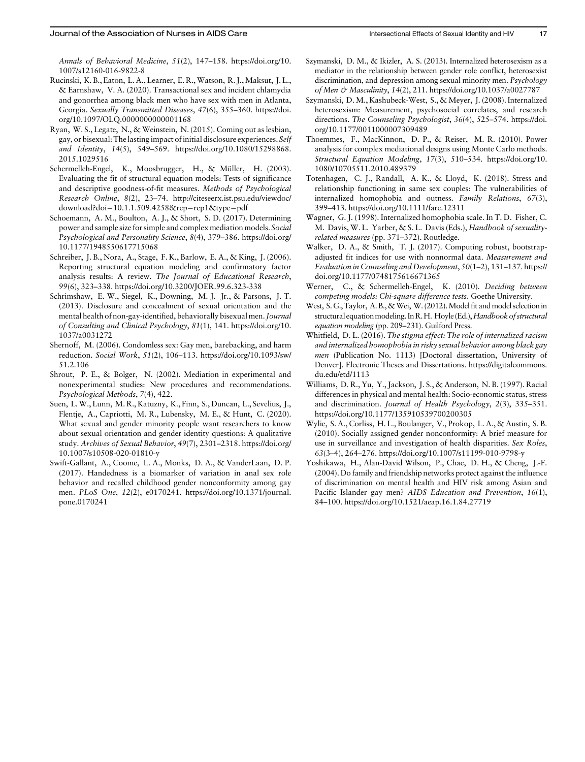*Annals of Behavioral Medicine*, *51*(2), 147–158. https://doi.org/10.1007/s12160-016-9822-8

Rucinski, K. B., Eaton, L. A., Learner, E. R., Watson, R. J., Maksut, J. L., & Earnshaw, V. A. (2020). Transactional sex and incident chlamydia and gonorrhea among black men who have sex with men in Atlanta, Georgia. *Sexually Transmitted Diseases*, *47*(6), 355–360. https://doi.org/10.1097/OLQ.0000000000001168

Ryan, W. S., Legate, N., & Weinstein, N. (2015). Coming out as lesbian, gay, or bisexual: The lasting impact of initial disclosure experiences. *Self and Identity*, *14*(5), 549–569. https://doi.org/10.1080/15298868.2015.1029516

Schermelleh-Engel, K., Moosbrugger, H., & Müller, H. (2003). Evaluating the fit of structural equation models: Tests of significance and descriptive goodness-of-fit measures. *Methods of Psychological Research Online*, *8*(2), 23–74. http://citeseerx.ist.psu.edu/viewdoc/download?doi=10.1.1.509.4258&rep=rep1&type=pdf

Schoemann, A. M., Boulton, A. J., & Short, S. D. (2017). Determining power and sample size for simple and complex mediation models. *Social Psychological and Personality Science*, *8*(4), 379–386. https://doi.org/10.1177/1948550617715068

Schreiber, J. B., Nora, A., Stage, F. K., Barlow, E. A., & King, J. (2006). Reporting structural equation modeling and confirmatory factor analysis results: A review. *The Journal of Educational Research*, *99*(6), 323–338. https://doi.org/10.3200/JOER.99.6.323-338

Schrimshaw, E. W., Siegel, K., Downing, M. J. Jr., & Parsons, J. T. (2013). Disclosure and concealment of sexual orientation and the mental health of non-gay-identified, behaviorally bisexual men. *Journal of Consulting and Clinical Psychology*, *81*(1), 141. https://doi.org/10.1037/a0031272

Shernoff, M. (2006). Condomless sex: Gay men, barebacking, and harm reduction. *Social Work*, *51*(2), 106–113. https://doi.org/10.1093/sw/51.2.106

Shrout, P. E., & Bolger, N. (2002). Mediation in experimental and nonexperimental studies: New procedures and recommendations. *Psychological Methods*, *7*(4), 422.

Suen, L. W., Lunn, M. R., Katuzny, K., Finn, S., Duncan, L., Sevelius, J., Flentje, A., Capriotti, M. R., Lubensky, M. E., & Hunt, C. (2020). What sexual and gender minority people want researchers to know about sexual orientation and gender identity questions: A qualitative study. *Archives of Sexual Behavior*, *49*(7), 2301–2318. https://doi.org/10.1007/s10508-020-01810-y

Swift-Gallant, A., Coome, L. A., Monks, D. A., & VanderLaan, D. P. (2017). Handedness is a biomarker of variation in anal sex role behavior and recalled childhood gender nonconformity among gay men. *PLoS One*, *12*(2), e0170241. https://doi.org/10.1371/journal.pone.0170241

Szymanski, D. M., & Ikizler, A. S. (2013). Internalized heterosexism as a mediator in the relationship between gender role conflict, heterosexist discrimination, and depression among sexual minority men. *Psychology of Men & Masculinity*, *14*(2), 211. https://doi.org/10.1037/a0027787

Szymanski, D. M., Kashubeck-West, S., & Meyer, J. (2008). Internalized heterosexism: Measurement, psychosocial correlates, and research directions. *The Counseling Psychologist*, *36*(4), 525–574. https://doi.org/10.1177/0011000007309489

Thoemmes, F., MacKinnon, D. P., & Reiser, M. R. (2010). Power analysis for complex mediational designs using Monte Carlo methods. *Structural Equation Modeling*, *17*(3), 510–534. https://doi.org/10.1080/10705511.2010.489379

Totenhagen, C. J., Randall, A. K., & Lloyd, K. (2018). Stress and relationship functioning in same sex couples: The vulnerabilities of internalized homophobia and outness. *Family Relations*, *67*(3), 399–413. https://doi.org/10.1111/fare.12311

Wagner, G. J. (1998). Internalized homophobia scale. In T. D. Fisher, C. M. Davis, W. L. Yarber, & S. L. Davis (Eds.), *Handbook of sexuality-related measures* (pp. 371–372). Routledge.

Walker, D. A., & Smith, T. J. (2017). Computing robust, bootstrap-adjusted fit indices for use with nonnormal data. *Measurement and Evaluation in Counseling and Development*, *50*(1–2), 131–137. https://doi.org/10.1177/0748175616671365

Werner, C., & Schermelleh-Engel, K. (2010). *Deciding between competing models: Chi-square difference tests*. Goethe University.

West, S. G., Taylor, A. B., & Wei, W. (2012). Model fit and model selection in structural equation modeling. In R. H. Hoyle (Ed.), *Handbook of structural equation modeling* (pp. 209–231). Guilford Press.

Whitfield, D. L. (2016). *The stigma effect: The role of internalized racism and internalized homophobia in risky sexual behavior among black gay men* (Publication No. 1113) [Doctoral dissertation, University of Denver]. Electronic Theses and Dissertations. https://digitalcommons.du.edu/etd/1113

Williams, D. R., Yu, Y., Jackson, J. S., & Anderson, N. B. (1997). Racial differences in physical and mental health: Socio-economic status, stress and discrimination. *Journal of Health Psychology*, *2*(3), 335–351. https://doi.org/10.1177/135910539700200305

Wylie, S. A., Corliss, H. L., Boulanger, V., Prokop, L. A., & Austin, S. B. (2010). Socially assigned gender nonconformity: A brief measure for use in surveillance and investigation of health disparities. *Sex Roles*, *63*(3–4), 264–276. https://doi.org/10.1007/s11199-010-9798-y

Yoshikawa, H., Alan-David Wilson, P., Chae, D. H., & Cheng, J.-F. (2004). Do family and friendship networks protect against the influence of discrimination on mental health and HIV risk among Asian and Pacific Islander gay men? *AIDS Education and Prevention*, *16*(1), 84–100. https://doi.org/10.1521/aeap.16.1.84.27719